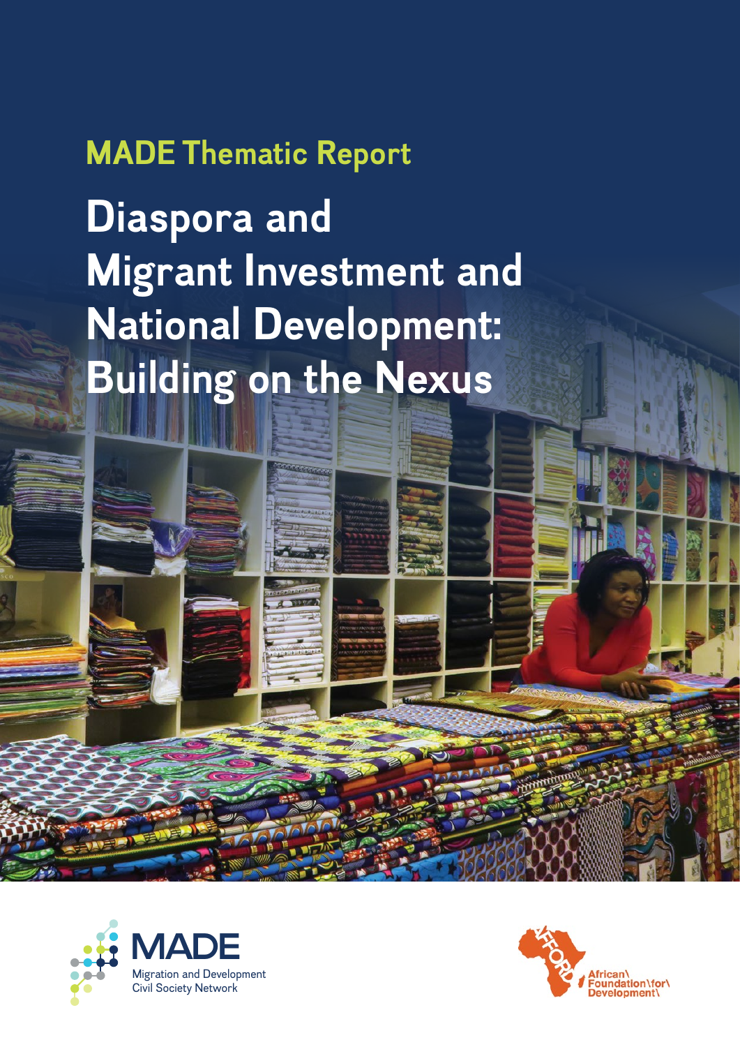MADE Thematic Report

# Diaspora and Migrant Investment and National Development: Building on the Nexus

MADE
Migration and Development Civil Society Network

AFFORD
African Foundation for Development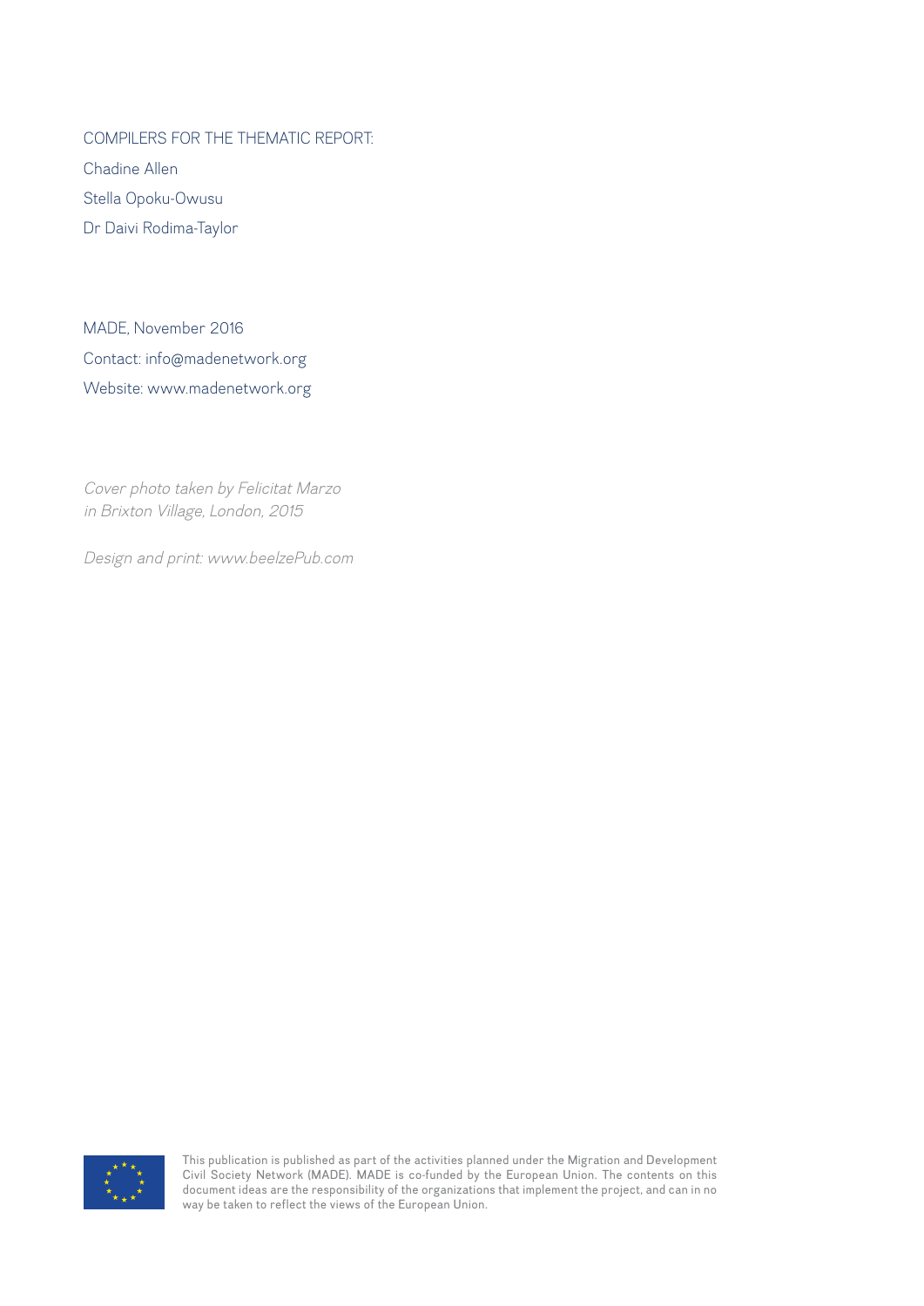COMPILERS FOR THE THEMATIC REPORT:

Chadine Allen

Stella Opoku-Owusu

Dr Daivi Rodima-Taylor

MADE, November 2016

Contact: info@madenetwork.org

Website: www.madenetwork.org

*Cover photo taken by Felicitat Marzo in Brixton Village, London, 2015*

*Design and print: www.beelzePub.com*

This publication is published as part of the activities planned under the Migration and Development Civil Society Network (MADE). MADE is co-funded by the European Union. The contents on this document ideas are the responsibility of the organizations that implement the project, and can in no way be taken to reflect the views of the European Union.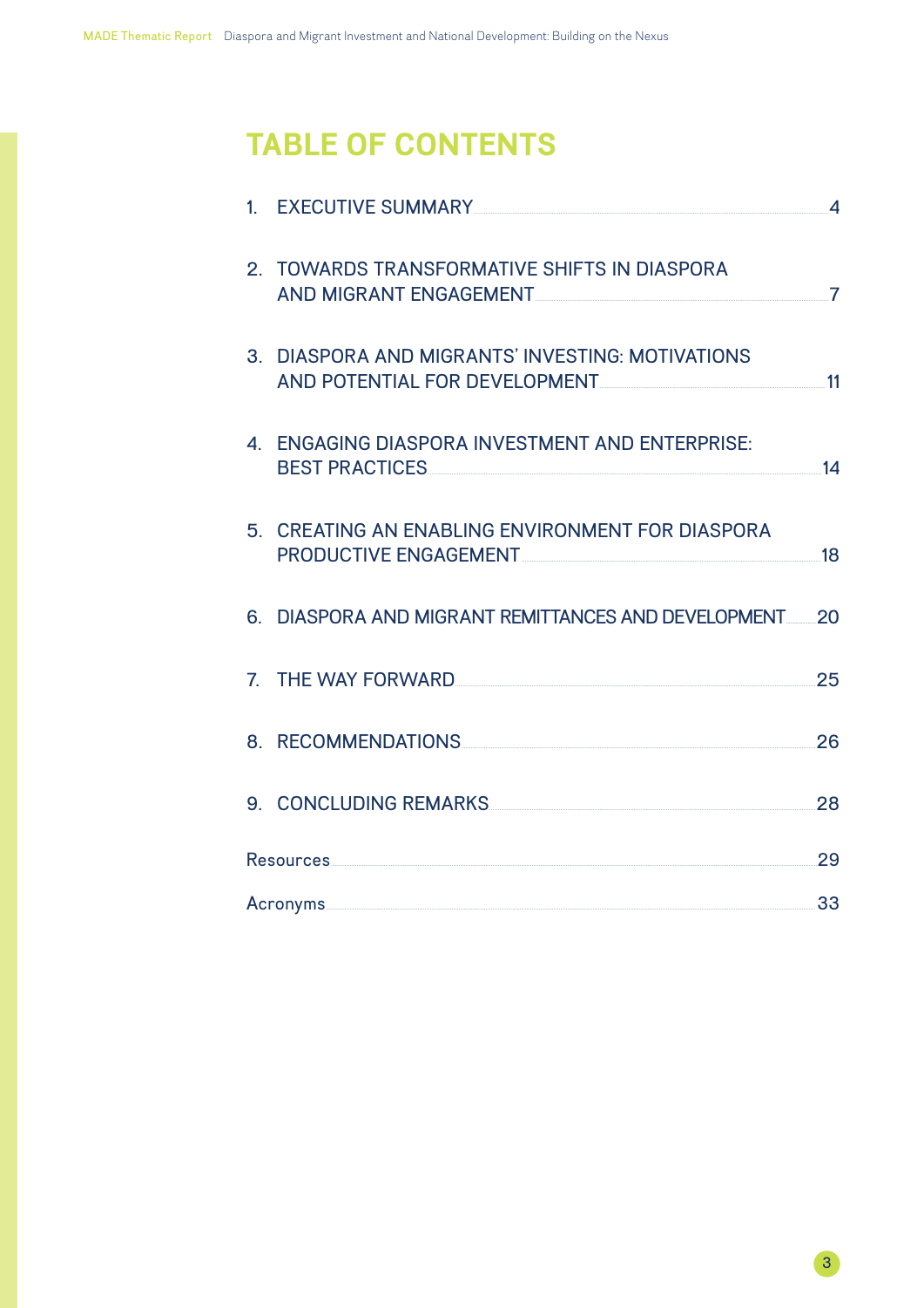# TABLE OF CONTENTS

1. EXECUTIVE SUMMARY ..... 4
2. TOWARDS TRANSFORMATIVE SHIFTS IN DIASPORA AND MIGRANT ENGAGEMENT ..... 7
3. DIASPORA AND MIGRANTS' INVESTING: MOTIVATIONS AND POTENTIAL FOR DEVELOPMENT ..... 11
4. ENGAGING DIASPORA INVESTMENT AND ENTERPRISE: BEST PRACTICES ..... 14
5. CREATING AN ENABLING ENVIRONMENT FOR DIASPORA PRODUCTIVE ENGAGEMENT ..... 18
6. DIASPORA AND MIGRANT REMITTANCES AND DEVELOPMENT ..... 20
7. THE WAY FORWARD ..... 25
8. RECOMMENDATIONS ..... 26
9. CONCLUDING REMARKS ..... 28

Resources ..... 29

Acronyms ..... 33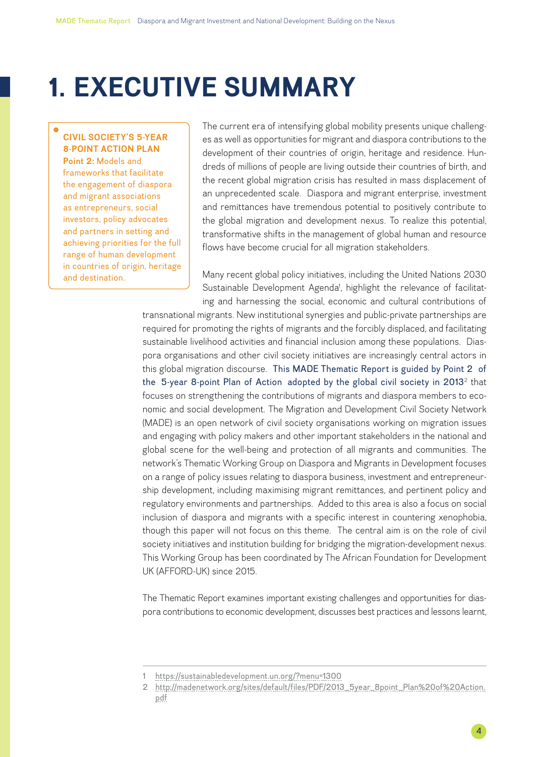# 1. EXECUTIVE SUMMARY

**CIVIL SOCIETY'S 5-YEAR 8-POINT ACTION PLAN**
**Point 2:** Models and frameworks that facilitate the engagement of diaspora and migrant associations as entrepreneurs, social investors, policy advocates and partners in setting and achieving priorities for the full range of human development in countries of origin, heritage and destination.

The current era of intensifying global mobility presents unique challenges as well as opportunities for migrant and diaspora contributions to the development of their countries of origin, heritage and residence. Hundreds of millions of people are living outside their countries of birth, and the recent global migration crisis has resulted in mass displacement of an unprecedented scale. Diaspora and migrant enterprise, investment and remittances have tremendous potential to positively contribute to the global migration and development nexus. To realize this potential, transformative shifts in the management of global human and resource flows have become crucial for all migration stakeholders.

Many recent global policy initiatives, including the United Nations 2030 Sustainable Development Agenda[1], highlight the relevance of facilitating and harnessing the social, economic and cultural contributions of transnational migrants. New institutional synergies and public-private partnerships are required for promoting the rights of migrants and the forcibly displaced, and facilitating sustainable livelihood activities and financial inclusion among these populations. Diaspora organisations and other civil society initiatives are increasingly central actors in this global migration discourse. This MADE Thematic Report is guided by Point 2 of the 5-year 8-point Plan of Action adopted by the global civil society in 2013[2] that focuses on strengthening the contributions of migrants and diaspora members to economic and social development. The Migration and Development Civil Society Network (MADE) is an open network of civil society organisations working on migration issues and engaging with policy makers and other important stakeholders in the national and global scene for the well-being and protection of all migrants and communities. The network's Thematic Working Group on Diaspora and Migrants in Development focuses on a range of policy issues relating to diaspora business, investment and entrepreneurship development, including maximising migrant remittances, and pertinent policy and regulatory environments and partnerships. Added to this area is also a focus on social inclusion of diaspora and migrants with a specific interest in countering xenophobia, though this paper will not focus on this theme. The central aim is on the role of civil society initiatives and institution building for bridging the migration-development nexus. This Working Group has been coordinated by The African Foundation for Development UK (AFFORD-UK) since 2015.

The Thematic Report examines important existing challenges and opportunities for diaspora contributions to economic development, discusses best practices and lessons learnt,

---

1 https://sustainabledevelopment.un.org/?menu=1300

2 http://madenetwork.org/sites/default/files/PDF/2013_5year_8point_Plan%20of%20Action.pdf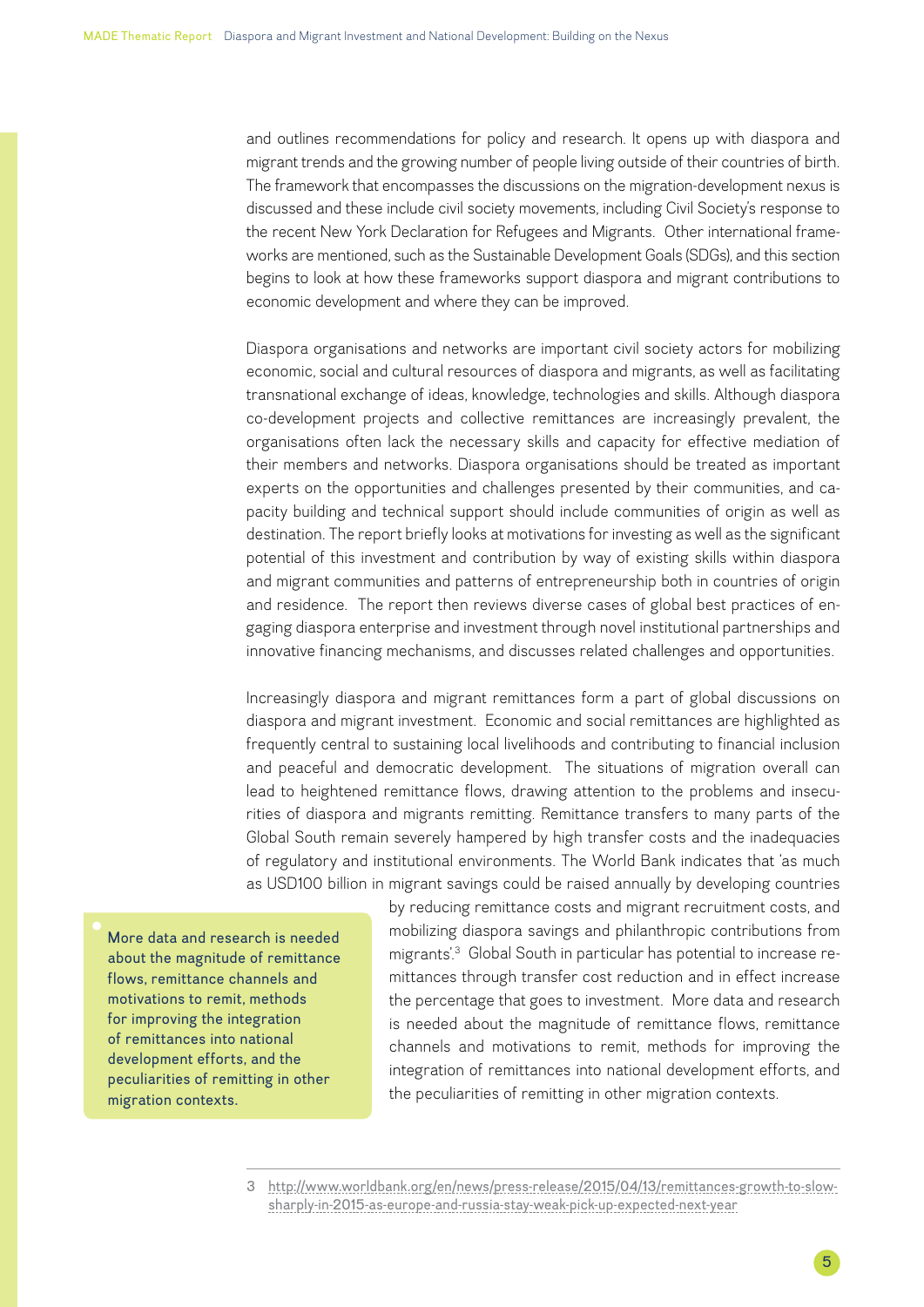and outlines recommendations for policy and research. It opens up with diaspora and migrant trends and the growing number of people living outside of their countries of birth. The framework that encompasses the discussions on the migration-development nexus is discussed and these include civil society movements, including Civil Society's response to the recent New York Declaration for Refugees and Migrants. Other international frameworks are mentioned, such as the Sustainable Development Goals (SDGs), and this section begins to look at how these frameworks support diaspora and migrant contributions to economic development and where they can be improved.

Diaspora organisations and networks are important civil society actors for mobilizing economic, social and cultural resources of diaspora and migrants, as well as facilitating transnational exchange of ideas, knowledge, technologies and skills. Although diaspora co-development projects and collective remittances are increasingly prevalent, the organisations often lack the necessary skills and capacity for effective mediation of their members and networks. Diaspora organisations should be treated as important experts on the opportunities and challenges presented by their communities, and capacity building and technical support should include communities of origin as well as destination. The report briefly looks at motivations for investing as well as the significant potential of this investment and contribution by way of existing skills within diaspora and migrant communities and patterns of entrepreneurship both in countries of origin and residence. The report then reviews diverse cases of global best practices of engaging diaspora enterprise and investment through novel institutional partnerships and innovative financing mechanisms, and discusses related challenges and opportunities.

Increasingly diaspora and migrant remittances form a part of global discussions on diaspora and migrant investment. Economic and social remittances are highlighted as frequently central to sustaining local livelihoods and contributing to financial inclusion and peaceful and democratic development. The situations of migration overall can lead to heightened remittance flows, drawing attention to the problems and insecurities of diaspora and migrants remitting. Remittance transfers to many parts of the Global South remain severely hampered by high transfer costs and the inadequacies of regulatory and institutional environments. The World Bank indicates that 'as much as USD100 billion in migrant savings could be raised annually by developing countries by reducing remittance costs and migrant recruitment costs, and mobilizing diaspora savings and philanthropic contributions from migrants'.[3] Global South in particular has potential to increase remittances through transfer cost reduction and in effect increase the percentage that goes to investment. More data and research is needed about the magnitude of remittance flows, remittance channels and motivations to remit, methods for improving the integration of remittances into national development efforts, and the peculiarities of remitting in other migration contexts.

> More data and research is needed about the magnitude of remittance flows, remittance channels and motivations to remit, methods for improving the integration of remittances into national development efforts, and the peculiarities of remitting in other migration contexts.

3 http://www.worldbank.org/en/news/press-release/2015/04/13/remittances-growth-to-slow-sharply-in-2015-as-europe-and-russia-stay-weak-pick-up-expected-next-year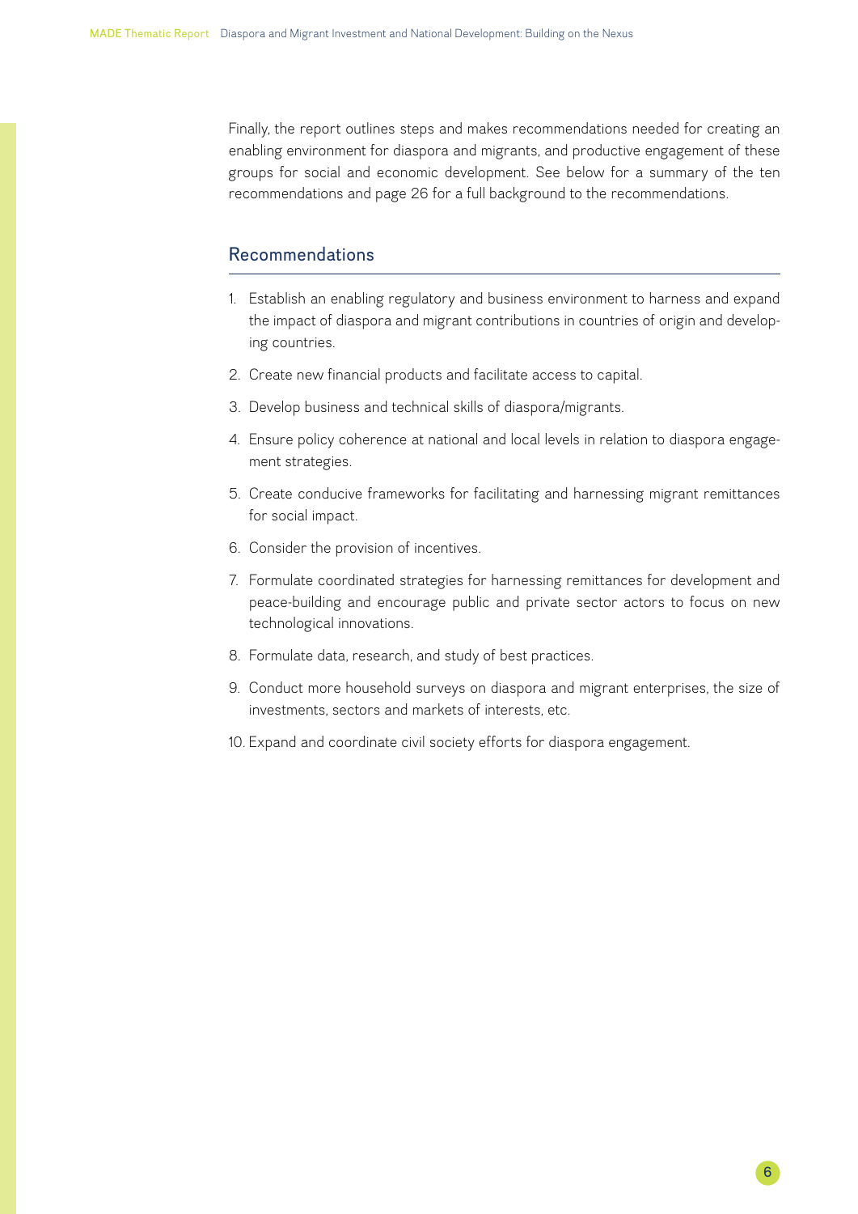Finally, the report outlines steps and makes recommendations needed for creating an enabling environment for diaspora and migrants, and productive engagement of these groups for social and economic development. See below for a summary of the ten recommendations and page 26 for a full background to the recommendations.

## Recommendations

1. Establish an enabling regulatory and business environment to harness and expand the impact of diaspora and migrant contributions in countries of origin and developing countries.
2. Create new financial products and facilitate access to capital.
3. Develop business and technical skills of diaspora/migrants.
4. Ensure policy coherence at national and local levels in relation to diaspora engagement strategies.
5. Create conducive frameworks for facilitating and harnessing migrant remittances for social impact.
6. Consider the provision of incentives.
7. Formulate coordinated strategies for harnessing remittances for development and peace-building and encourage public and private sector actors to focus on new technological innovations.
8. Formulate data, research, and study of best practices.
9. Conduct more household surveys on diaspora and migrant enterprises, the size of investments, sectors and markets of interests, etc.
10. Expand and coordinate civil society efforts for diaspora engagement.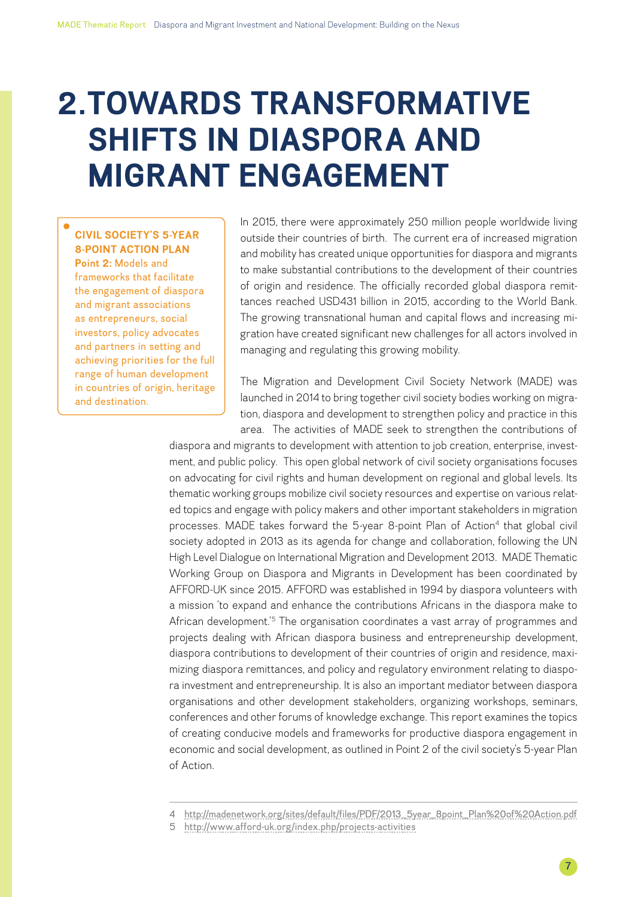# 2. TOWARDS TRANSFORMATIVE SHIFTS IN DIASPORA AND MIGRANT ENGAGEMENT

**CIVIL SOCIETY'S 5-YEAR 8-POINT ACTION PLAN**
**Point 2:** Models and frameworks that facilitate the engagement of diaspora and migrant associations as entrepreneurs, social investors, policy advocates and partners in setting and achieving priorities for the full range of human development in countries of origin, heritage and destination.

In 2015, there were approximately 250 million people worldwide living outside their countries of birth. The current era of increased migration and mobility has created unique opportunities for diaspora and migrants to make substantial contributions to the development of their countries of origin and residence. The officially recorded global diaspora remittances reached USD431 billion in 2015, according to the World Bank. The growing transnational human and capital flows and increasing migration have created significant new challenges for all actors involved in managing and regulating this growing mobility.

The Migration and Development Civil Society Network (MADE) was launched in 2014 to bring together civil society bodies working on migration, diaspora and development to strengthen policy and practice in this area. The activities of MADE seek to strengthen the contributions of diaspora and migrants to development with attention to job creation, enterprise, investment, and public policy. This open global network of civil society organisations focuses on advocating for civil rights and human development on regional and global levels. Its thematic working groups mobilize civil society resources and expertise on various related topics and engage with policy makers and other important stakeholders in migration processes. MADE takes forward the 5-year 8-point Plan of Action[4] that global civil society adopted in 2013 as its agenda for change and collaboration, following the UN High Level Dialogue on International Migration and Development 2013. MADE Thematic Working Group on Diaspora and Migrants in Development has been coordinated by AFFORD-UK since 2015. AFFORD was established in 1994 by diaspora volunteers with a mission 'to expand and enhance the contributions Africans in the diaspora make to African development.'[5] The organisation coordinates a vast array of programmes and projects dealing with African diaspora business and entrepreneurship development, diaspora contributions to development of their countries of origin and residence, maximizing diaspora remittances, and policy and regulatory environment relating to diaspora investment and entrepreneurship. It is also an important mediator between diaspora organisations and other development stakeholders, organizing workshops, seminars, conferences and other forums of knowledge exchange. This report examines the topics of creating conducive models and frameworks for productive diaspora engagement in economic and social development, as outlined in Point 2 of the civil society's 5-year Plan of Action.

---

4 http://madenetwork.org/sites/default/files/PDF/2013_5year_8point_Plan%20of%20Action.pdf

5 http://www.afford-uk.org/index.php/projects-activities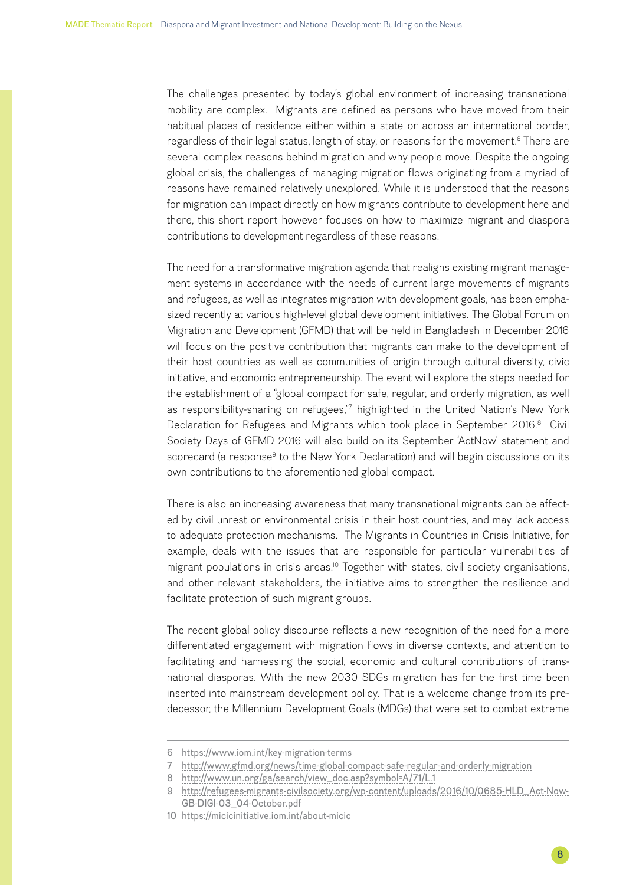The challenges presented by today's global environment of increasing transnational mobility are complex. Migrants are defined as persons who have moved from their habitual places of residence either within a state or across an international border, regardless of their legal status, length of stay, or reasons for the movement.[6] There are several complex reasons behind migration and why people move. Despite the ongoing global crisis, the challenges of managing migration flows originating from a myriad of reasons have remained relatively unexplored. While it is understood that the reasons for migration can impact directly on how migrants contribute to development here and there, this short report however focuses on how to maximize migrant and diaspora contributions to development regardless of these reasons.

The need for a transformative migration agenda that realigns existing migrant management systems in accordance with the needs of current large movements of migrants and refugees, as well as integrates migration with development goals, has been emphasized recently at various high-level global development initiatives. The Global Forum on Migration and Development (GFMD) that will be held in Bangladesh in December 2016 will focus on the positive contribution that migrants can make to the development of their host countries as well as communities of origin through cultural diversity, civic initiative, and economic entrepreneurship. The event will explore the steps needed for the establishment of a "global compact for safe, regular, and orderly migration, as well as responsibility-sharing on refugees,"[7] highlighted in the United Nation's New York Declaration for Refugees and Migrants which took place in September 2016.[8] Civil Society Days of GFMD 2016 will also build on its September 'ActNow' statement and scorecard (a response[9] to the New York Declaration) and will begin discussions on its own contributions to the aforementioned global compact.

There is also an increasing awareness that many transnational migrants can be affected by civil unrest or environmental crisis in their host countries, and may lack access to adequate protection mechanisms. The Migrants in Countries in Crisis Initiative, for example, deals with the issues that are responsible for particular vulnerabilities of migrant populations in crisis areas.[10] Together with states, civil society organisations, and other relevant stakeholders, the initiative aims to strengthen the resilience and facilitate protection of such migrant groups.

The recent global policy discourse reflects a new recognition of the need for a more differentiated engagement with migration flows in diverse contexts, and attention to facilitating and harnessing the social, economic and cultural contributions of transnational diasporas. With the new 2030 SDGs migration has for the first time been inserted into mainstream development policy. That is a welcome change from its predecessor, the Millennium Development Goals (MDGs) that were set to combat extreme

6 https://www.iom.int/key-migration-terms

7 http://www.gfmd.org/news/time-global-compact-safe-regular-and-orderly-migration

8 http://www.un.org/ga/search/view_doc.asp?symbol=A/71/L.1

9 http://refugees-migrants-civilsociety.org/wp-content/uploads/2016/10/0685-HLD_Act-Now-GB-DIGI-03_04-October.pdf

10 https://micicinitiative.iom.int/about-micic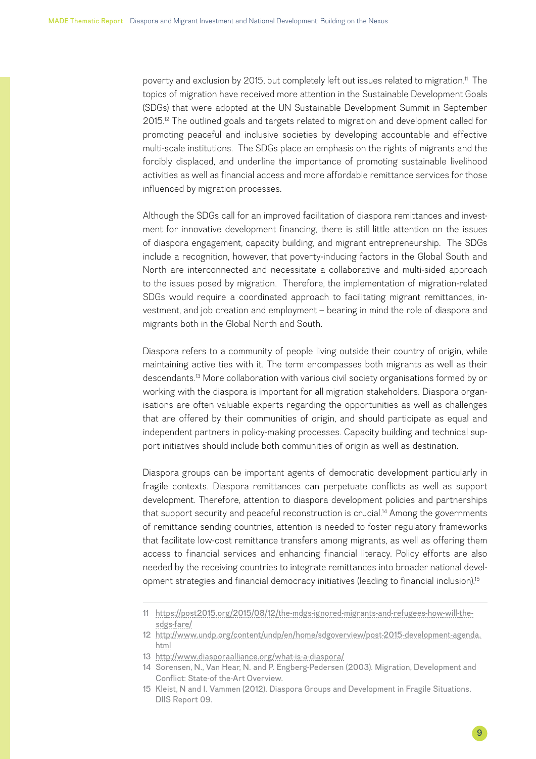poverty and exclusion by 2015, but completely left out issues related to migration.[11] The topics of migration have received more attention in the Sustainable Development Goals (SDGs) that were adopted at the UN Sustainable Development Summit in September 2015.[12] The outlined goals and targets related to migration and development called for promoting peaceful and inclusive societies by developing accountable and effective multi-scale institutions. The SDGs place an emphasis on the rights of migrants and the forcibly displaced, and underline the importance of promoting sustainable livelihood activities as well as financial access and more affordable remittance services for those influenced by migration processes.

Although the SDGs call for an improved facilitation of diaspora remittances and investment for innovative development financing, there is still little attention on the issues of diaspora engagement, capacity building, and migrant entrepreneurship. The SDGs include a recognition, however, that poverty-inducing factors in the Global South and North are interconnected and necessitate a collaborative and multi-sided approach to the issues posed by migration. Therefore, the implementation of migration-related SDGs would require a coordinated approach to facilitating migrant remittances, investment, and job creation and employment – bearing in mind the role of diaspora and migrants both in the Global North and South.

Diaspora refers to a community of people living outside their country of origin, while maintaining active ties with it. The term encompasses both migrants as well as their descendants.[13] More collaboration with various civil society organisations formed by or working with the diaspora is important for all migration stakeholders. Diaspora organisations are often valuable experts regarding the opportunities as well as challenges that are offered by their communities of origin, and should participate as equal and independent partners in policy-making processes. Capacity building and technical support initiatives should include both communities of origin as well as destination.

Diaspora groups can be important agents of democratic development particularly in fragile contexts. Diaspora remittances can perpetuate conflicts as well as support development. Therefore, attention to diaspora development policies and partnerships that support security and peaceful reconstruction is crucial.[14] Among the governments of remittance sending countries, attention is needed to foster regulatory frameworks that facilitate low-cost remittance transfers among migrants, as well as offering them access to financial services and enhancing financial literacy. Policy efforts are also needed by the receiving countries to integrate remittances into broader national development strategies and financial democracy initiatives (leading to financial inclusion).[15]

---

11 https://post2015.org/2015/08/12/the-mdgs-ignored-migrants-and-refugees-how-will-the-sdgs-fare/

12 http://www.undp.org/content/undp/en/home/sdgoverview/post-2015-development-agenda.html

13 http://www.diasporaalliance.org/what-is-a-diaspora/

14 Sorensen, N., Van Hear, N. and P. Engberg-Pedersen (2003). Migration, Development and Conflict: State-of the-Art Overview.

15 Kleist, N and I. Vammen (2012). Diaspora Groups and Development in Fragile Situations. DIIS Report 09.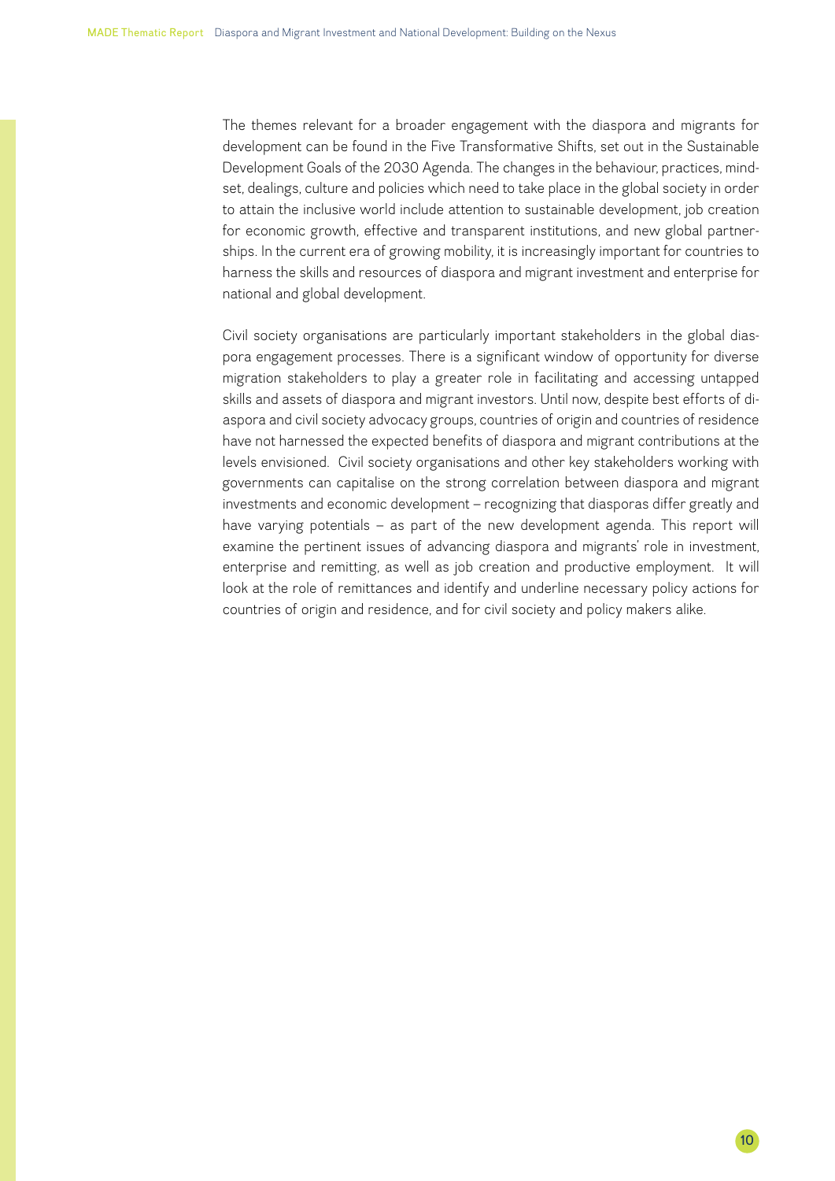The themes relevant for a broader engagement with the diaspora and migrants for development can be found in the Five Transformative Shifts, set out in the Sustainable Development Goals of the 2030 Agenda. The changes in the behaviour, practices, mindset, dealings, culture and policies which need to take place in the global society in order to attain the inclusive world include attention to sustainable development, job creation for economic growth, effective and transparent institutions, and new global partnerships. In the current era of growing mobility, it is increasingly important for countries to harness the skills and resources of diaspora and migrant investment and enterprise for national and global development.

Civil society organisations are particularly important stakeholders in the global diaspora engagement processes. There is a significant window of opportunity for diverse migration stakeholders to play a greater role in facilitating and accessing untapped skills and assets of diaspora and migrant investors. Until now, despite best efforts of diaspora and civil society advocacy groups, countries of origin and countries of residence have not harnessed the expected benefits of diaspora and migrant contributions at the levels envisioned. Civil society organisations and other key stakeholders working with governments can capitalise on the strong correlation between diaspora and migrant investments and economic development – recognizing that diasporas differ greatly and have varying potentials – as part of the new development agenda. This report will examine the pertinent issues of advancing diaspora and migrants' role in investment, enterprise and remitting, as well as job creation and productive employment. It will look at the role of remittances and identify and underline necessary policy actions for countries of origin and residence, and for civil society and policy makers alike.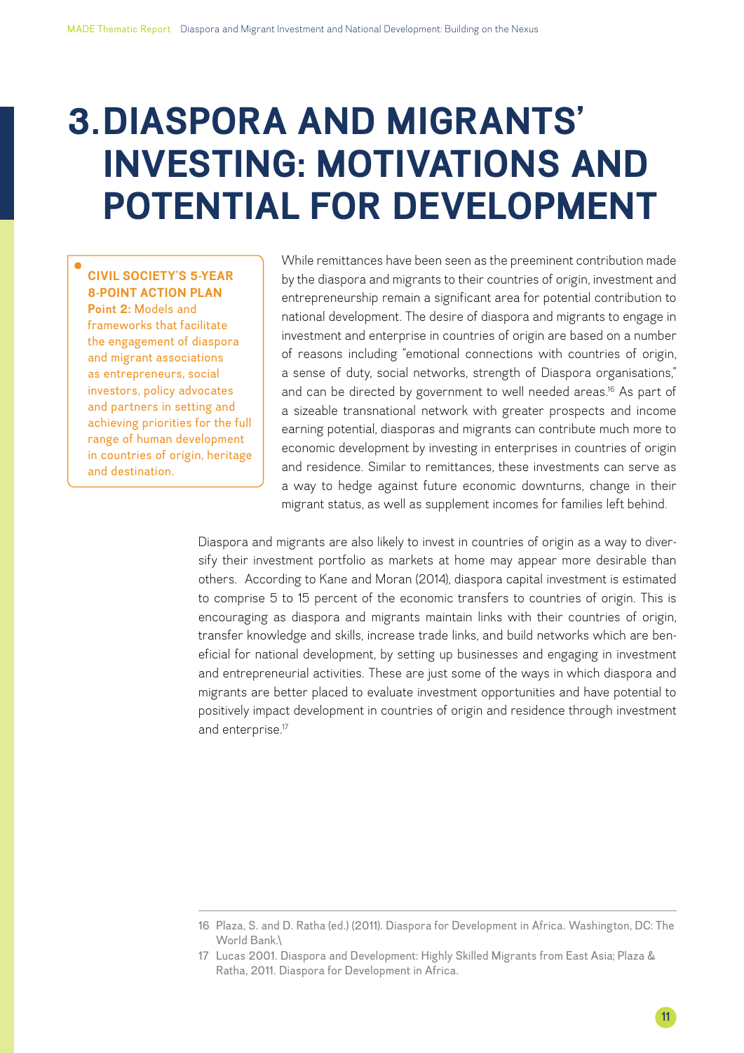# 3. DIASPORA AND MIGRANTS' INVESTING: MOTIVATIONS AND POTENTIAL FOR DEVELOPMENT

**CIVIL SOCIETY'S 5-YEAR 8-POINT ACTION PLAN**
**Point 2:** Models and frameworks that facilitate the engagement of diaspora and migrant associations as entrepreneurs, social investors, policy advocates and partners in setting and achieving priorities for the full range of human development in countries of origin, heritage and destination.

While remittances have been seen as the preeminent contribution made by the diaspora and migrants to their countries of origin, investment and entrepreneurship remain a significant area for potential contribution to national development. The desire of diaspora and migrants to engage in investment and enterprise in countries of origin are based on a number of reasons including "emotional connections with countries of origin, a sense of duty, social networks, strength of Diaspora organisations," and can be directed by government to well needed areas.[16] As part of a sizeable transnational network with greater prospects and income earning potential, diasporas and migrants can contribute much more to economic development by investing in enterprises in countries of origin and residence. Similar to remittances, these investments can serve as a way to hedge against future economic downturns, change in their migrant status, as well as supplement incomes for families left behind.

Diaspora and migrants are also likely to invest in countries of origin as a way to diversify their investment portfolio as markets at home may appear more desirable than others. According to Kane and Moran (2014), diaspora capital investment is estimated to comprise 5 to 15 percent of the economic transfers to countries of origin. This is encouraging as diaspora and migrants maintain links with their countries of origin, transfer knowledge and skills, increase trade links, and build networks which are beneficial for national development, by setting up businesses and engaging in investment and entrepreneurial activities. These are just some of the ways in which diaspora and migrants are better placed to evaluate investment opportunities and have potential to positively impact development in countries of origin and residence through investment and enterprise.[17]

---

16 Plaza, S. and D. Ratha (ed.) (2011). Diaspora for Development in Africa. Washington, DC: The World Bank.\

17 Lucas 2001. Diaspora and Development: Highly Skilled Migrants from East Asia; Plaza & Ratha, 2011. Diaspora for Development in Africa.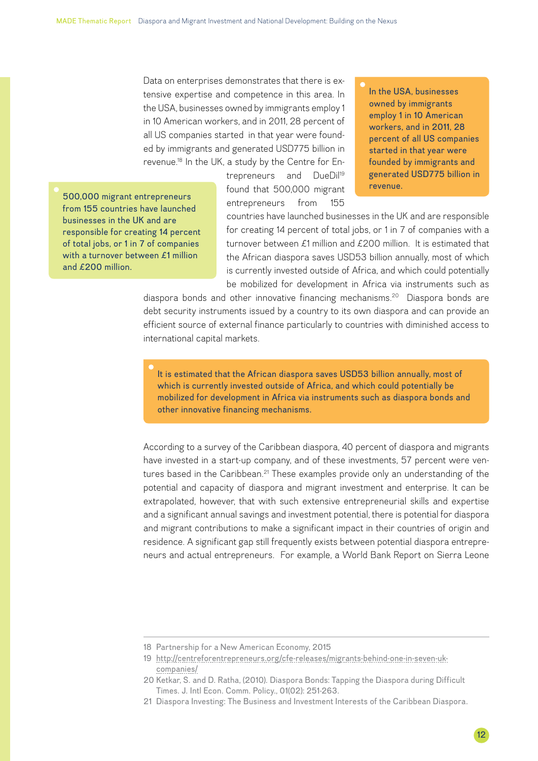Data on enterprises demonstrates that there is extensive expertise and competence in this area. In the USA, businesses owned by immigrants employ 1 in 10 American workers, and in 2011, 28 percent of all US companies started in that year were founded by immigrants and generated USD775 billion in revenue.[18] In the UK, a study by the Centre for Entrepreneurs and DueDil[19] found that 500,000 migrant entrepreneurs from 155 countries have launched businesses in the UK and are responsible for creating 14 percent of total jobs, or 1 in 7 of companies with a turnover between £1 million and £200 million. It is estimated that the African diaspora saves USD53 billion annually, most of which is currently invested outside of Africa, and which could potentially be mobilized for development in Africa via instruments such as diaspora bonds and other innovative financing mechanisms.[20] Diaspora bonds are debt security instruments issued by a country to its own diaspora and can provide an efficient source of external finance particularly to countries with diminished access to international capital markets.

> In the USA, businesses owned by immigrants employ 1 in 10 American workers, and in 2011, 28 percent of all US companies started in that year were founded by immigrants and generated USD775 billion in revenue.

> 500,000 migrant entrepreneurs from 155 countries have launched businesses in the UK and are responsible for creating 14 percent of total jobs, or 1 in 7 of companies with a turnover between £1 million and £200 million.

> It is estimated that the African diaspora saves USD53 billion annually, most of which is currently invested outside of Africa, and which could potentially be mobilized for development in Africa via instruments such as diaspora bonds and other innovative financing mechanisms.

According to a survey of the Caribbean diaspora, 40 percent of diaspora and migrants have invested in a start-up company, and of these investments, 57 percent were ventures based in the Caribbean.[21] These examples provide only an understanding of the potential and capacity of diaspora and migrant investment and enterprise. It can be extrapolated, however, that with such extensive entrepreneurial skills and expertise and a significant annual savings and investment potential, there is potential for diaspora and migrant contributions to make a significant impact in their countries of origin and residence. A significant gap still frequently exists between potential diaspora entrepreneurs and actual entrepreneurs. For example, a World Bank Report on Sierra Leone

---

18 Partnership for a New American Economy, 2015

19 http://centreforentrepreneurs.org/cfe-releases/migrants-behind-one-in-seven-uk-companies/

20 Ketkar, S. and D. Ratha, (2010). Diaspora Bonds: Tapping the Diaspora during Difficult Times. J. Intl Econ. Comm. Policy., 01(02): 251-263.

21 Diaspora Investing: The Business and Investment Interests of the Caribbean Diaspora.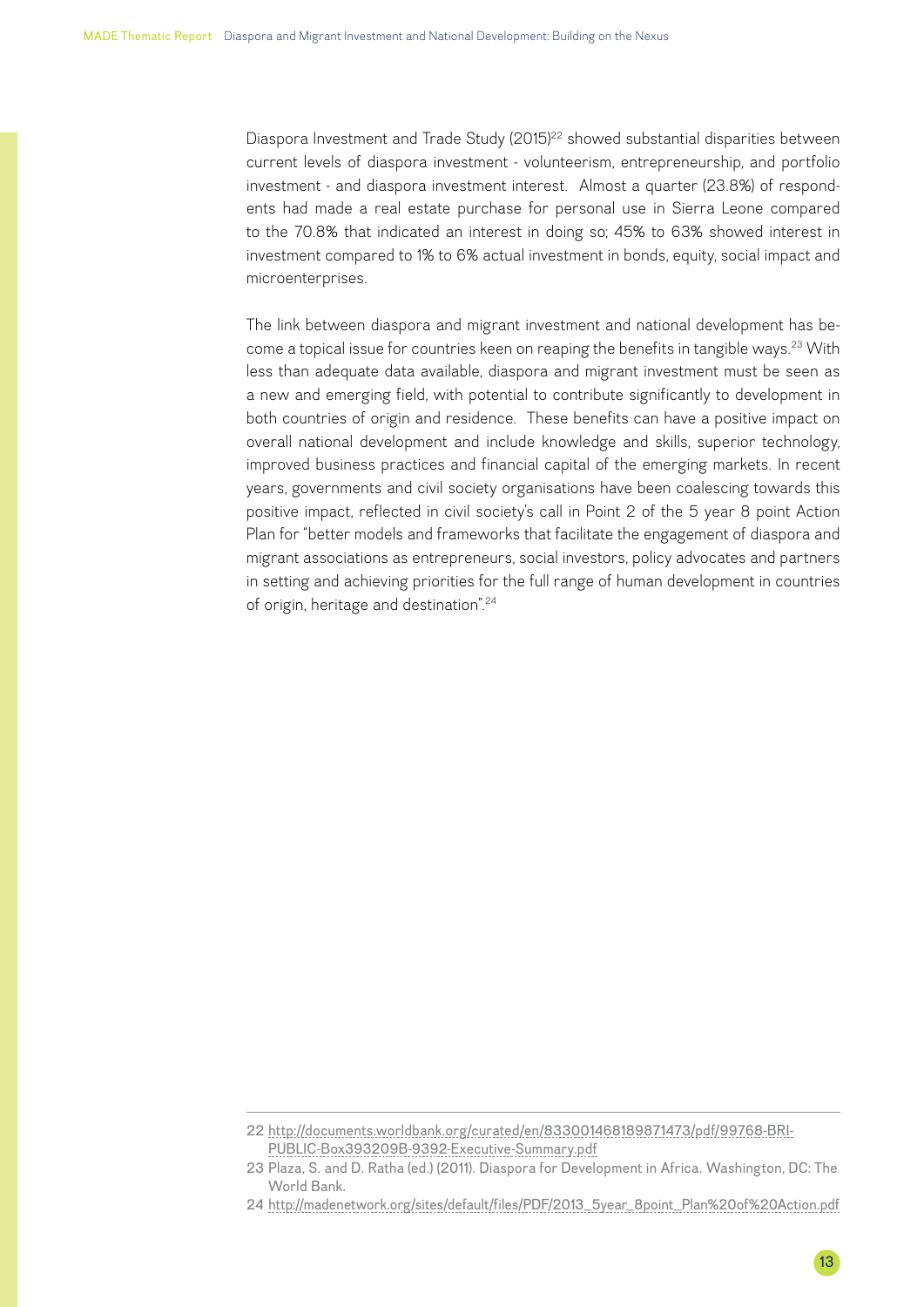Diaspora Investment and Trade Study (2015)[22] showed substantial disparities between current levels of diaspora investment - volunteerism, entrepreneurship, and portfolio investment - and diaspora investment interest. Almost a quarter (23.8%) of respondents had made a real estate purchase for personal use in Sierra Leone compared to the 70.8% that indicated an interest in doing so; 45% to 63% showed interest in investment compared to 1% to 6% actual investment in bonds, equity, social impact and microenterprises.

The link between diaspora and migrant investment and national development has become a topical issue for countries keen on reaping the benefits in tangible ways.[23] With less than adequate data available, diaspora and migrant investment must be seen as a new and emerging field, with potential to contribute significantly to development in both countries of origin and residence. These benefits can have a positive impact on overall national development and include knowledge and skills, superior technology, improved business practices and financial capital of the emerging markets. In recent years, governments and civil society organisations have been coalescing towards this positive impact, reflected in civil society's call in Point 2 of the 5 year 8 point Action Plan for "better models and frameworks that facilitate the engagement of diaspora and migrant associations as entrepreneurs, social investors, policy advocates and partners in setting and achieving priorities for the full range of human development in countries of origin, heritage and destination".[24]

---

22 http://documents.worldbank.org/curated/en/833001468189871473/pdf/99768-BRI-PUBLIC-Box393209B-9392-Executive-Summary.pdf

23 Plaza, S. and D. Ratha (ed.) (2011). Diaspora for Development in Africa. Washington, DC: The World Bank.

24 http://madenetwork.org/sites/default/files/PDF/2013_5year_8point_Plan%20of%20Action.pdf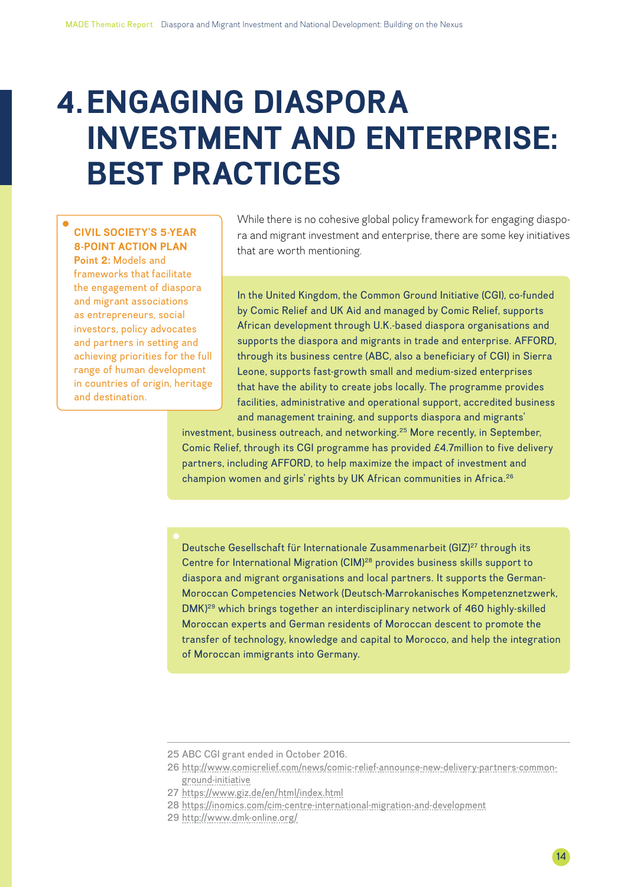# 4. ENGAGING DIASPORA INVESTMENT AND ENTERPRISE: BEST PRACTICES

**CIVIL SOCIETY'S 5-YEAR 8-POINT ACTION PLAN**
**Point 2:** Models and frameworks that facilitate the engagement of diaspora and migrant associations as entrepreneurs, social investors, policy advocates and partners in setting and achieving priorities for the full range of human development in countries of origin, heritage and destination.

While there is no cohesive global policy framework for engaging diaspora and migrant investment and enterprise, there are some key initiatives that are worth mentioning.

In the United Kingdom, the Common Ground Initiative (CGI), co-funded by Comic Relief and UK Aid and managed by Comic Relief, supports African development through U.K.-based diaspora organisations and supports the diaspora and migrants in trade and enterprise. AFFORD, through its business centre (ABC, also a beneficiary of CGI) in Sierra Leone, supports fast-growth small and medium-sized enterprises that have the ability to create jobs locally. The programme provides facilities, administrative and operational support, accredited business and management training, and supports diaspora and migrants' investment, business outreach, and networking.[25] More recently, in September, Comic Relief, through its CGI programme has provided £4.7million to five delivery partners, including AFFORD, to help maximize the impact of investment and champion women and girls' rights by UK African communities in Africa.[26]

Deutsche Gesellschaft für Internationale Zusammenarbeit (GIZ)[27] through its Centre for International Migration (CIM)[28] provides business skills support to diaspora and migrant organisations and local partners. It supports the German-Moroccan Competencies Network (Deutsch-Marrokanisches Kompetenznetzwerk, DMK)[29] which brings together an interdisciplinary network of 460 highly-skilled Moroccan experts and German residents of Moroccan descent to promote the transfer of technology, knowledge and capital to Morocco, and help the integration of Moroccan immigrants into Germany.

---

25 ABC CGI grant ended in October 2016.

26 http://www.comicrelief.com/news/comic-relief-announce-new-delivery-partners-common-ground-initiative

27 https://www.giz.de/en/html/index.html

28 https://inomics.com/cim-centre-international-migration-and-development

29 http://www.dmk-online.org/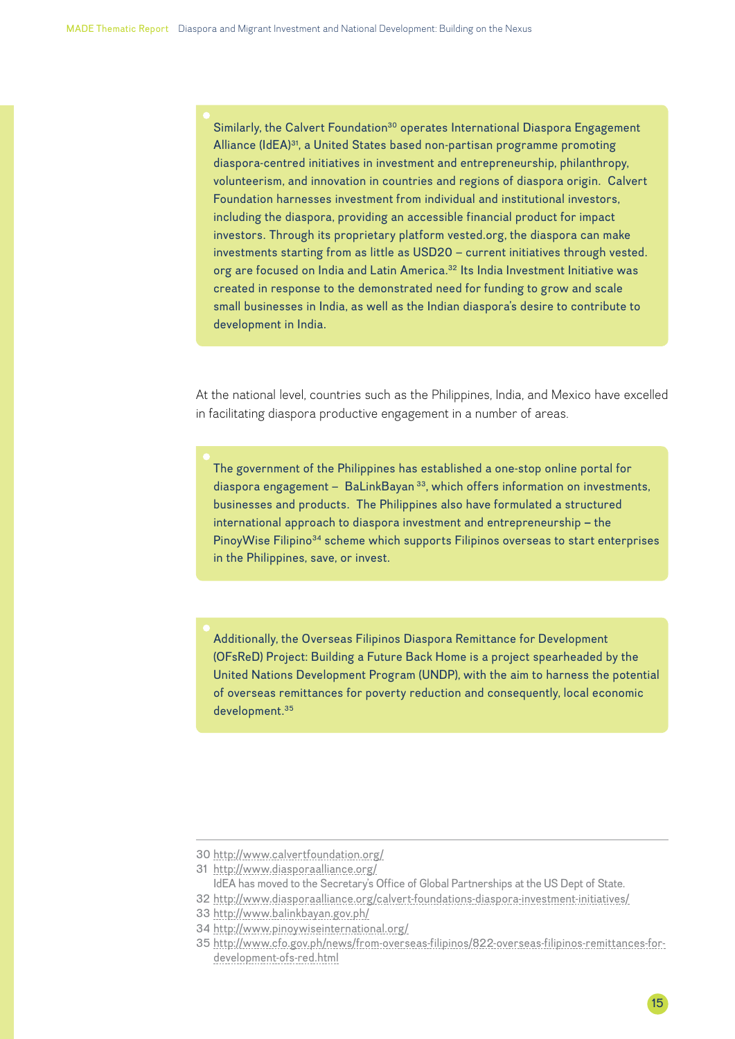- Similarly, the Calvert Foundation[30] operates International Diaspora Engagement Alliance (IdEA)[31], a United States based non-partisan programme promoting diaspora-centred initiatives in investment and entrepreneurship, philanthropy, volunteerism, and innovation in countries and regions of diaspora origin. Calvert Foundation harnesses investment from individual and institutional investors, including the diaspora, providing an accessible financial product for impact investors. Through its proprietary platform vested.org, the diaspora can make investments starting from as little as USD20 – current initiatives through vested.org are focused on India and Latin America.[32] Its India Investment Initiative was created in response to the demonstrated need for funding to grow and scale small businesses in India, as well as the Indian diaspora's desire to contribute to development in India.

At the national level, countries such as the Philippines, India, and Mexico have excelled in facilitating diaspora productive engagement in a number of areas.

- The government of the Philippines has established a one-stop online portal for diaspora engagement – BaLinkBayan[33], which offers information on investments, businesses and products. The Philippines also have formulated a structured international approach to diaspora investment and entrepreneurship – the PinoyWise Filipino[34] scheme which supports Filipinos overseas to start enterprises in the Philippines, save, or invest.

- Additionally, the Overseas Filipinos Diaspora Remittance for Development (OFsReD) Project: Building a Future Back Home is a project spearheaded by the United Nations Development Program (UNDP), with the aim to harness the potential of overseas remittances for poverty reduction and consequently, local economic development.[35]

---

30 http://www.calvertfoundation.org/

31 http://www.diasporaalliance.org/
IdEA has moved to the Secretary's Office of Global Partnerships at the US Dept of State.

32 http://www.diasporaalliance.org/calvert-foundations-diaspora-investment-initiatives/

33 http://www.balinkbayan.gov.ph/

34 http://www.pinoywiseinternational.org/

35 http://www.cfo.gov.ph/news/from-overseas-filipinos/822-overseas-filipinos-remittances-for-development-ofs-red.html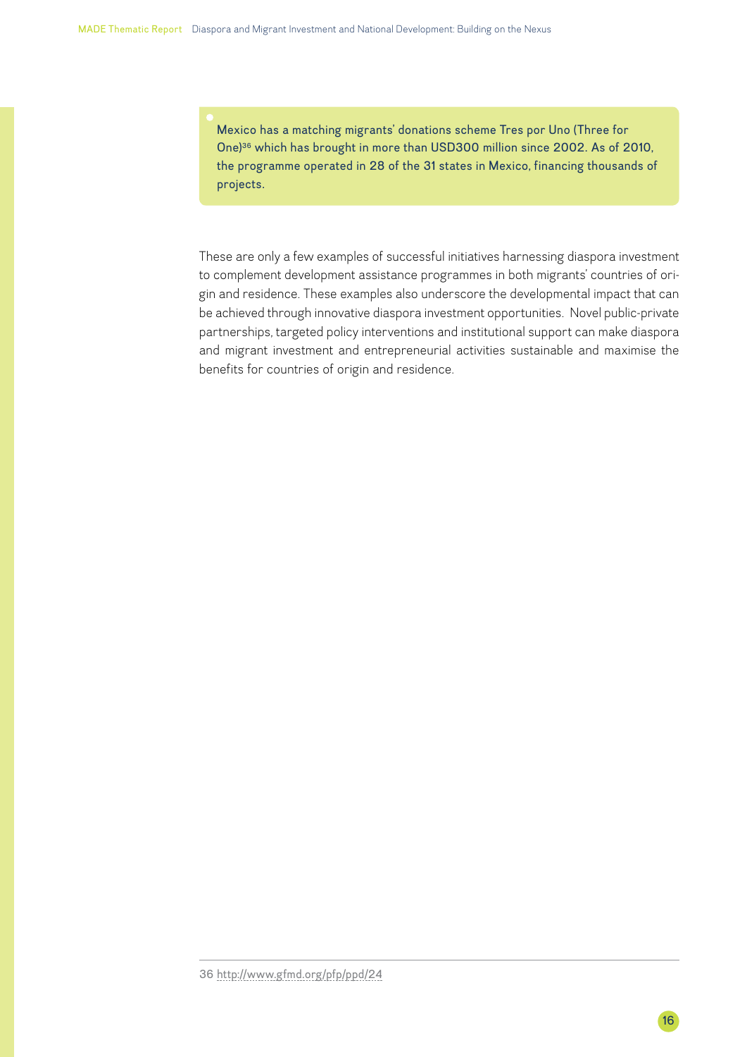- Mexico has a matching migrants' donations scheme Tres por Uno (Three for One)[36] which has brought in more than USD300 million since 2002. As of 2010, the programme operated in 28 of the 31 states in Mexico, financing thousands of projects.

These are only a few examples of successful initiatives harnessing diaspora investment to complement development assistance programmes in both migrants' countries of origin and residence. These examples also underscore the developmental impact that can be achieved through innovative diaspora investment opportunities. Novel public-private partnerships, targeted policy interventions and institutional support can make diaspora and migrant investment and entrepreneurial activities sustainable and maximise the benefits for countries of origin and residence.

---

36 http://www.gfmd.org/pfp/ppd/24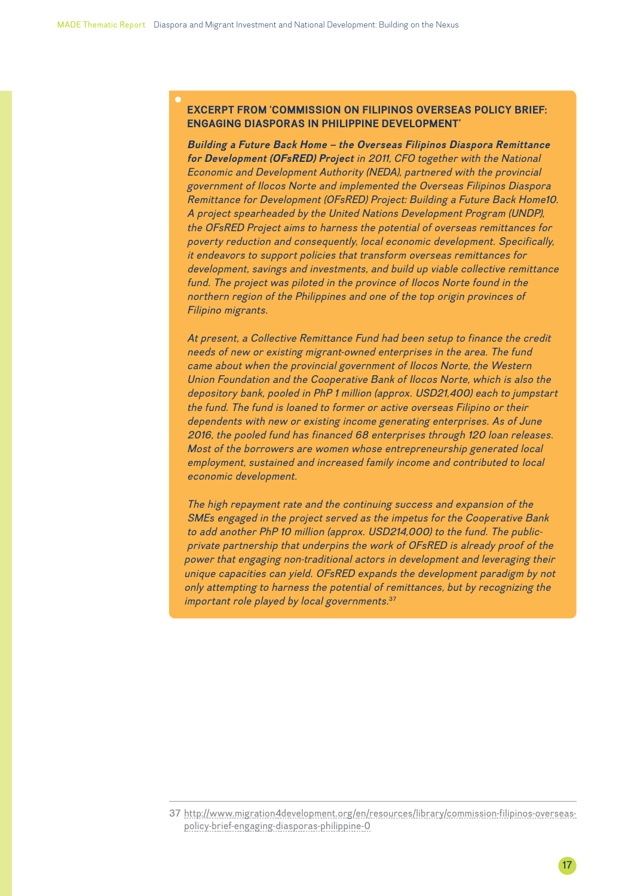### EXCERPT FROM 'COMMISSION ON FILIPINOS OVERSEAS POLICY BRIEF: ENGAGING DIASPORAS IN PHILIPPINE DEVELOPMENT'

***Building a Future Back Home – the Overseas Filipinos Diaspora Remittance for Development (OFsRED) Project*** *in 2011, CFO together with the National Economic and Development Authority (NEDA), partnered with the provincial government of Ilocos Norte and implemented the Overseas Filipinos Diaspora Remittance for Development (OFsRED) Project: Building a Future Back Home10. A project spearheaded by the United Nations Development Program (UNDP), the OFsRED Project aims to harness the potential of overseas remittances for poverty reduction and consequently, local economic development. Specifically, it endeavors to support policies that transform overseas remittances for development, savings and investments, and build up viable collective remittance fund. The project was piloted in the province of Ilocos Norte found in the northern region of the Philippines and one of the top origin provinces of Filipino migrants.*

*At present, a Collective Remittance Fund had been setup to finance the credit needs of new or existing migrant-owned enterprises in the area. The fund came about when the provincial government of Ilocos Norte, the Western Union Foundation and the Cooperative Bank of Ilocos Norte, which is also the depository bank, pooled in PhP 1 million (approx. USD21,400) each to jumpstart the fund. The fund is loaned to former or active overseas Filipino or their dependents with new or existing income generating enterprises. As of June 2016, the pooled fund has financed 68 enterprises through 120 loan releases. Most of the borrowers are women whose entrepreneurship generated local employment, sustained and increased family income and contributed to local economic development.*

*The high repayment rate and the continuing success and expansion of the SMEs engaged in the project served as the impetus for the Cooperative Bank to add another PhP 10 million (approx. USD214,000) to the fund. The public-private partnership that underpins the work of OFsRED is already proof of the power that engaging non-traditional actors in development and leveraging their unique capacities can yield. OFsRED expands the development paradigm by not only attempting to harness the potential of remittances, but by recognizing the important role played by local governments.*[37]

37 http://www.migration4development.org/en/resources/library/commission-filipinos-overseas-policy-brief-engaging-diasporas-philippine-0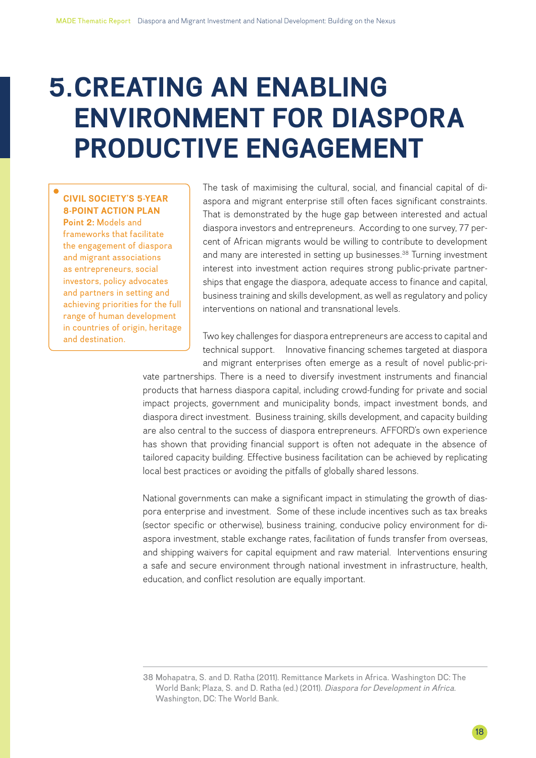# 5. CREATING AN ENABLING ENVIRONMENT FOR DIASPORA PRODUCTIVE ENGAGEMENT

**CIVIL SOCIETY'S 5-YEAR 8-POINT ACTION PLAN**
**Point 2:** Models and frameworks that facilitate the engagement of diaspora and migrant associations as entrepreneurs, social investors, policy advocates and partners in setting and achieving priorities for the full range of human development in countries of origin, heritage and destination.

The task of maximising the cultural, social, and financial capital of diaspora and migrant enterprise still often faces significant constraints. That is demonstrated by the huge gap between interested and actual diaspora investors and entrepreneurs. According to one survey, 77 percent of African migrants would be willing to contribute to development and many are interested in setting up businesses.[38] Turning investment interest into investment action requires strong public-private partnerships that engage the diaspora, adequate access to finance and capital, business training and skills development, as well as regulatory and policy interventions on national and transnational levels.

Two key challenges for diaspora entrepreneurs are access to capital and technical support. Innovative financing schemes targeted at diaspora and migrant enterprises often emerge as a result of novel public-private partnerships. There is a need to diversify investment instruments and financial products that harness diaspora capital, including crowd-funding for private and social impact projects, government and municipality bonds, impact investment bonds, and diaspora direct investment. Business training, skills development, and capacity building are also central to the success of diaspora entrepreneurs. AFFORD's own experience has shown that providing financial support is often not adequate in the absence of tailored capacity building. Effective business facilitation can be achieved by replicating local best practices or avoiding the pitfalls of globally shared lessons.

National governments can make a significant impact in stimulating the growth of diaspora enterprise and investment. Some of these include incentives such as tax breaks (sector specific or otherwise), business training, conducive policy environment for diaspora investment, stable exchange rates, facilitation of funds transfer from overseas, and shipping waivers for capital equipment and raw material. Interventions ensuring a safe and secure environment through national investment in infrastructure, health, education, and conflict resolution are equally important.

---

38 Mohapatra, S. and D. Ratha (2011). Remittance Markets in Africa. Washington DC: The World Bank; Plaza, S. and D. Ratha (ed.) (2011). *Diaspora for Development in Africa*. Washington, DC: The World Bank.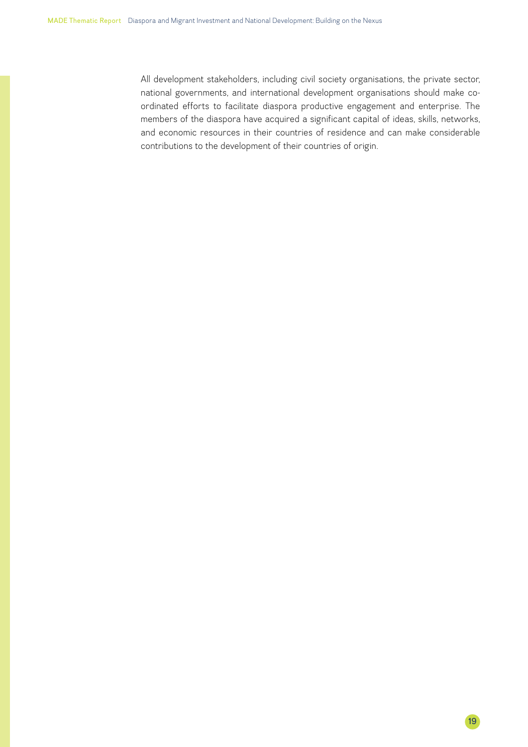All development stakeholders, including civil society organisations, the private sector, national governments, and international development organisations should make co-ordinated efforts to facilitate diaspora productive engagement and enterprise. The members of the diaspora have acquired a significant capital of ideas, skills, networks, and economic resources in their countries of residence and can make considerable contributions to the development of their countries of origin.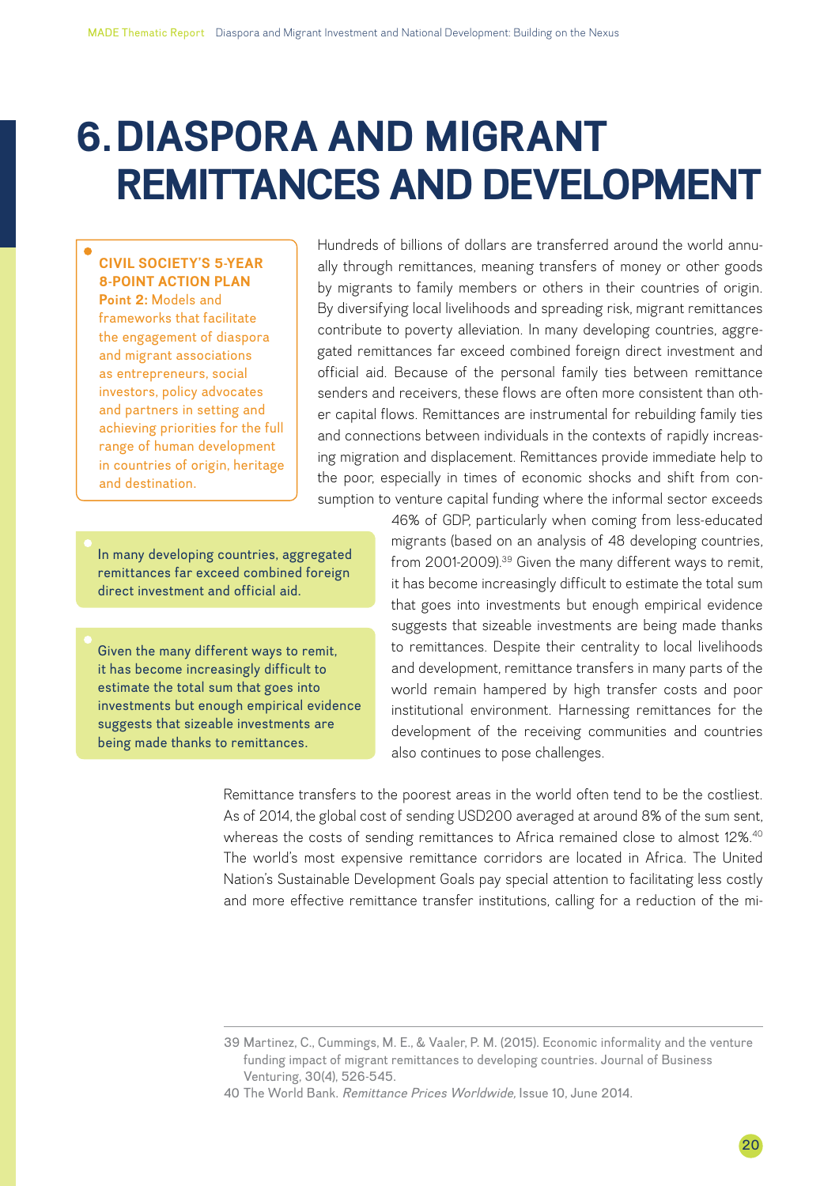# 6. DIASPORA AND MIGRANT REMITTANCES AND DEVELOPMENT

**CIVIL SOCIETY'S 5-YEAR 8-POINT ACTION PLAN**
**Point 2:** Models and frameworks that facilitate the engagement of diaspora and migrant associations as entrepreneurs, social investors, policy advocates and partners in setting and achieving priorities for the full range of human development in countries of origin, heritage and destination.

Hundreds of billions of dollars are transferred around the world annually through remittances, meaning transfers of money or other goods by migrants to family members or others in their countries of origin. By diversifying local livelihoods and spreading risk, migrant remittances contribute to poverty alleviation. In many developing countries, aggregated remittances far exceed combined foreign direct investment and official aid. Because of the personal family ties between remittance senders and receivers, these flows are often more consistent than other capital flows. Remittances are instrumental for rebuilding family ties and connections between individuals in the contexts of rapidly increasing migration and displacement. Remittances provide immediate help to the poor, especially in times of economic shocks and shift from consumption to venture capital funding where the informal sector exceeds 46% of GDP, particularly when coming from less-educated migrants (based on an analysis of 48 developing countries, from 2001-2009).[39] Given the many different ways to remit, it has become increasingly difficult to estimate the total sum that goes into investments but enough empirical evidence suggests that sizeable investments are being made thanks to remittances. Despite their centrality to local livelihoods and development, remittance transfers in many parts of the world remain hampered by high transfer costs and poor institutional environment. Harnessing remittances for the development of the receiving communities and countries also continues to pose challenges.

> In many developing countries, aggregated remittances far exceed combined foreign direct investment and official aid.

> Given the many different ways to remit, it has become increasingly difficult to estimate the total sum that goes into investments but enough empirical evidence suggests that sizeable investments are being made thanks to remittances.

Remittance transfers to the poorest areas in the world often tend to be the costliest. As of 2014, the global cost of sending USD200 averaged at around 8% of the sum sent, whereas the costs of sending remittances to Africa remained close to almost 12%.[40] The world's most expensive remittance corridors are located in Africa. The United Nation's Sustainable Development Goals pay special attention to facilitating less costly and more effective remittance transfer institutions, calling for a reduction of the mi-

---

39 Martinez, C., Cummings, M. E., & Vaaler, P. M. (2015). Economic informality and the venture funding impact of migrant remittances to developing countries. Journal of Business Venturing, 30(4), 526-545.

40 The World Bank. *Remittance Prices Worldwide*, Issue 10, June 2014.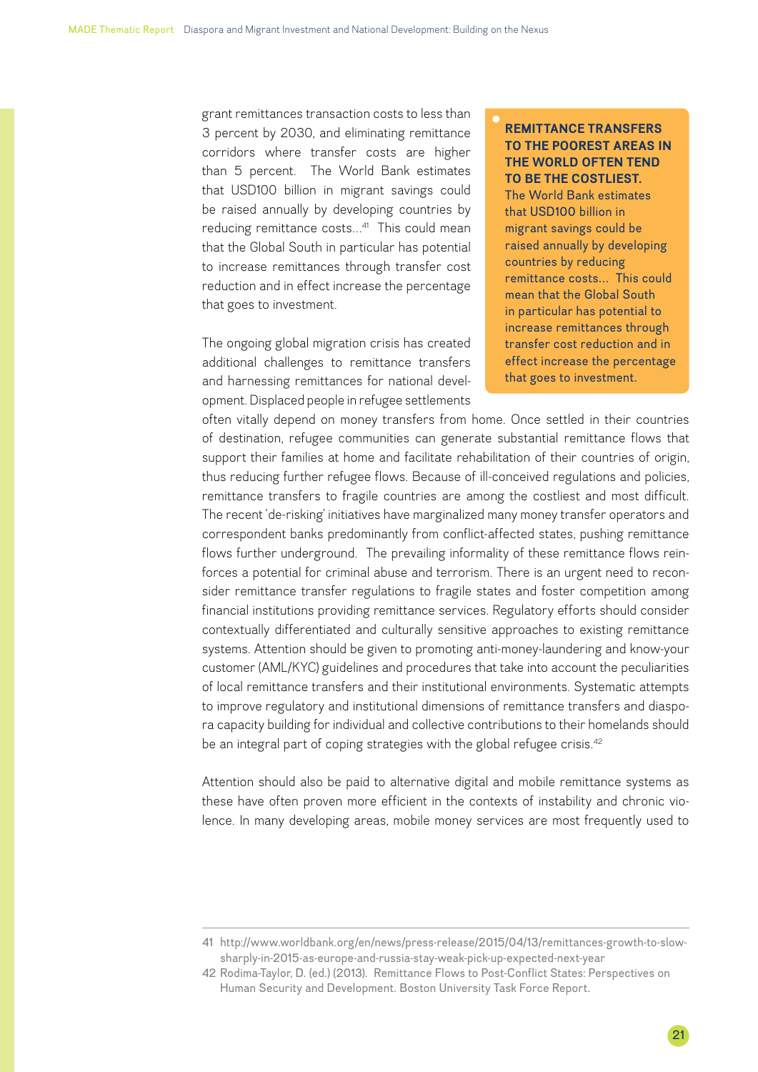grant remittances transaction costs to less than 3 percent by 2030, and eliminating remittance corridors where transfer costs are higher than 5 percent. The World Bank estimates that USD100 billion in migrant savings could be raised annually by developing countries by reducing remittance costs...[41] This could mean that the Global South in particular has potential to increase remittances through transfer cost reduction and in effect increase the percentage that goes to investment.

> **REMITTANCE TRANSFERS TO THE POOREST AREAS IN THE WORLD OFTEN TEND TO BE THE COSTLIEST.** The World Bank estimates that USD100 billion in migrant savings could be raised annually by developing countries by reducing remittance costs... This could mean that the Global South in particular has potential to increase remittances through transfer cost reduction and in effect increase the percentage that goes to investment.

The ongoing global migration crisis has created additional challenges to remittance transfers and harnessing remittances for national development. Displaced people in refugee settlements often vitally depend on money transfers from home. Once settled in their countries of destination, refugee communities can generate substantial remittance flows that support their families at home and facilitate rehabilitation of their countries of origin, thus reducing further refugee flows. Because of ill-conceived regulations and policies, remittance transfers to fragile countries are among the costliest and most difficult. The recent 'de-risking' initiatives have marginalized many money transfer operators and correspondent banks predominantly from conflict-affected states, pushing remittance flows further underground. The prevailing informality of these remittance flows reinforces a potential for criminal abuse and terrorism. There is an urgent need to reconsider remittance transfer regulations to fragile states and foster competition among financial institutions providing remittance services. Regulatory efforts should consider contextually differentiated and culturally sensitive approaches to existing remittance systems. Attention should be given to promoting anti-money-laundering and know-your customer (AML/KYC) guidelines and procedures that take into account the peculiarities of local remittance transfers and their institutional environments. Systematic attempts to improve regulatory and institutional dimensions of remittance transfers and diaspora capacity building for individual and collective contributions to their homelands should be an integral part of coping strategies with the global refugee crisis.[42]

Attention should also be paid to alternative digital and mobile remittance systems as these have often proven more efficient in the contexts of instability and chronic violence. In many developing areas, mobile money services are most frequently used to

---

41 http://www.worldbank.org/en/news/press-release/2015/04/13/remittances-growth-to-slow-sharply-in-2015-as-europe-and-russia-stay-weak-pick-up-expected-next-year

42 Rodima-Taylor, D. (ed.) (2013). Remittance Flows to Post-Conflict States: Perspectives on Human Security and Development. Boston University Task Force Report.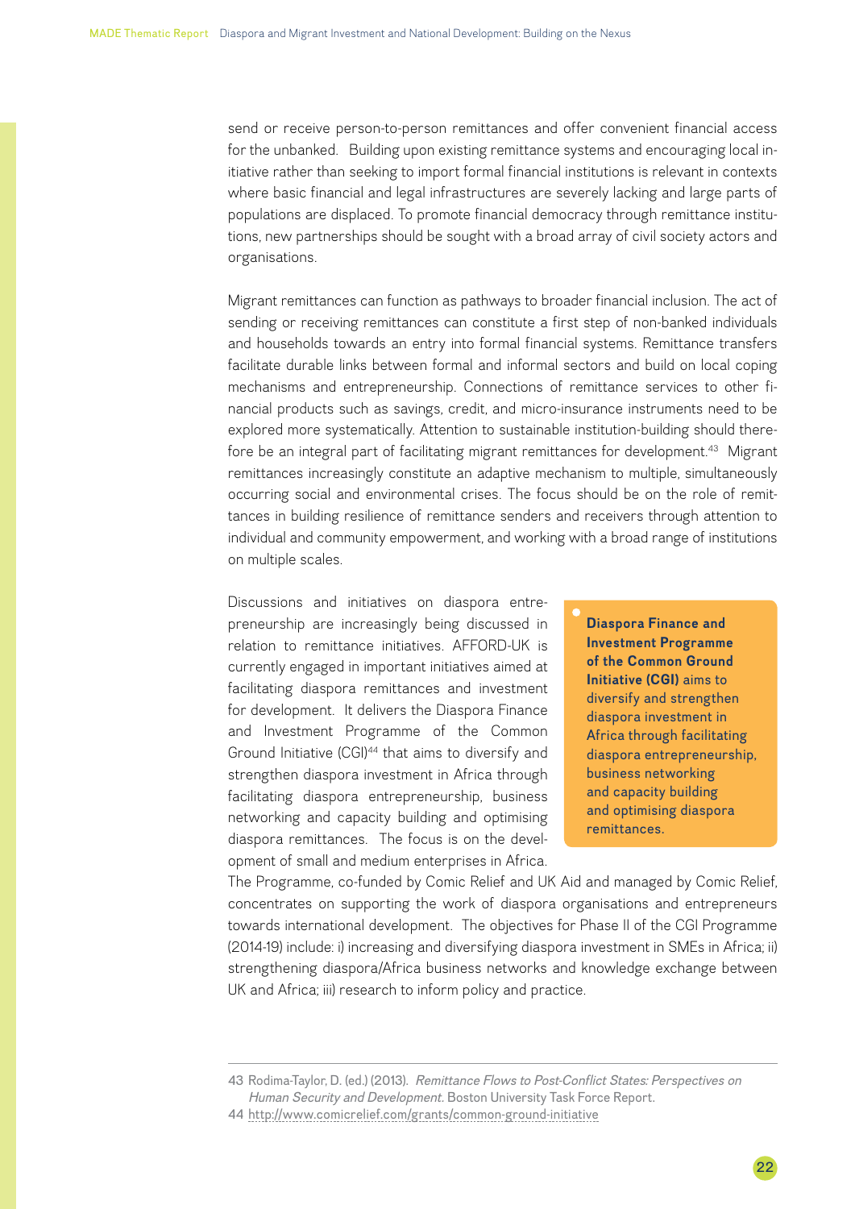send or receive person-to-person remittances and offer convenient financial access for the unbanked. Building upon existing remittance systems and encouraging local initiative rather than seeking to import formal financial institutions is relevant in contexts where basic financial and legal infrastructures are severely lacking and large parts of populations are displaced. To promote financial democracy through remittance institutions, new partnerships should be sought with a broad array of civil society actors and organisations.

Migrant remittances can function as pathways to broader financial inclusion. The act of sending or receiving remittances can constitute a first step of non-banked individuals and households towards an entry into formal financial systems. Remittance transfers facilitate durable links between formal and informal sectors and build on local coping mechanisms and entrepreneurship. Connections of remittance services to other financial products such as savings, credit, and micro-insurance instruments need to be explored more systematically. Attention to sustainable institution-building should therefore be an integral part of facilitating migrant remittances for development.[43] Migrant remittances increasingly constitute an adaptive mechanism to multiple, simultaneously occurring social and environmental crises. The focus should be on the role of remittances in building resilience of remittance senders and receivers through attention to individual and community empowerment, and working with a broad range of institutions on multiple scales.

Discussions and initiatives on diaspora entrepreneurship are increasingly being discussed in relation to remittance initiatives. AFFORD-UK is currently engaged in important initiatives aimed at facilitating diaspora remittances and investment for development. It delivers the Diaspora Finance and Investment Programme of the Common Ground Initiative (CGI)[44] that aims to diversify and strengthen diaspora investment in Africa through facilitating diaspora entrepreneurship, business networking and capacity building and optimising diaspora remittances. The focus is on the development of small and medium enterprises in Africa. The Programme, co-funded by Comic Relief and UK Aid and managed by Comic Relief, concentrates on supporting the work of diaspora organisations and entrepreneurs towards international development. The objectives for Phase II of the CGI Programme (2014-19) include: i) increasing and diversifying diaspora investment in SMEs in Africa; ii) strengthening diaspora/Africa business networks and knowledge exchange between UK and Africa; iii) research to inform policy and practice.

> **Diaspora Finance and Investment Programme of the Common Ground Initiative (CGI)** aims to diversify and strengthen diaspora investment in Africa through facilitating diaspora entrepreneurship, business networking and capacity building and optimising diaspora remittances.

---

43 Rodima-Taylor, D. (ed.) (2013). *Remittance Flows to Post-Conflict States: Perspectives on Human Security and Development*. Boston University Task Force Report.

44 http://www.comicrelief.com/grants/common-ground-initiative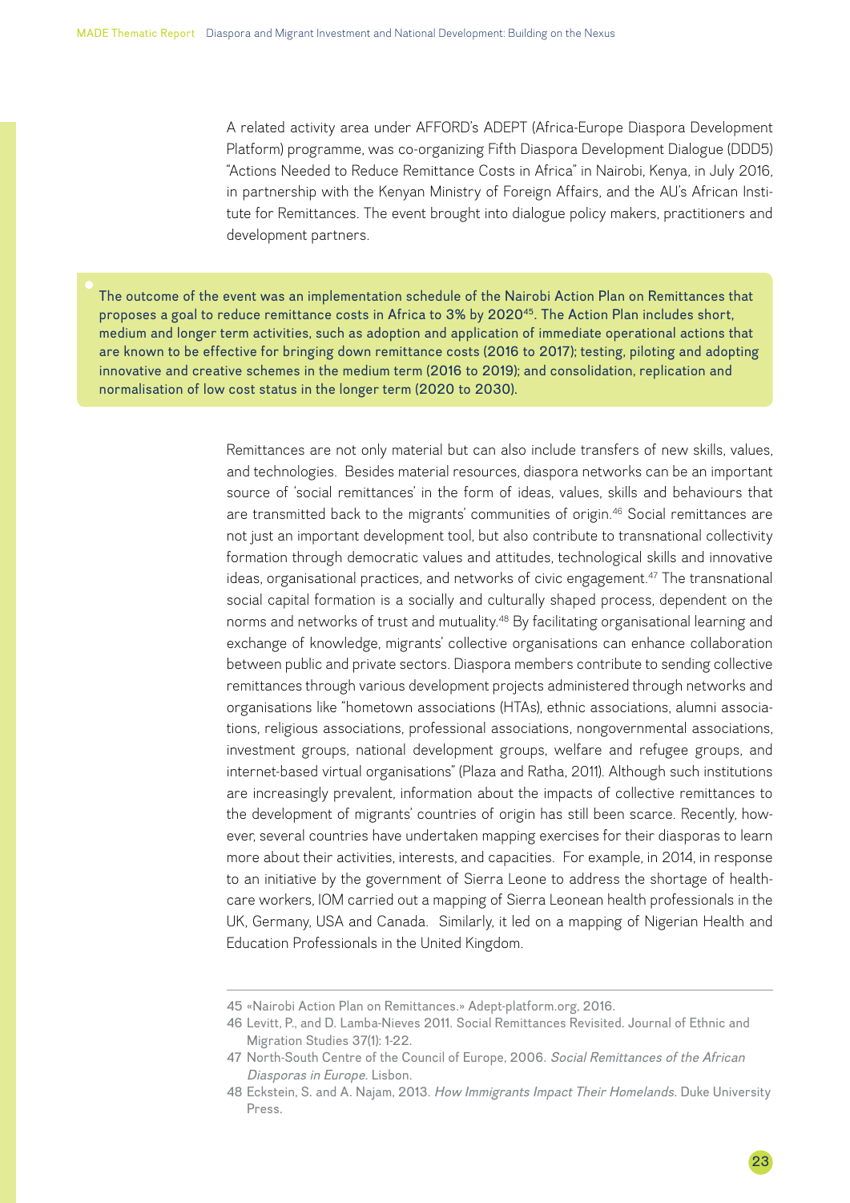A related activity area under AFFORD's ADEPT (Africa-Europe Diaspora Development Platform) programme, was co-organizing Fifth Diaspora Development Dialogue (DDD5) "Actions Needed to Reduce Remittance Costs in Africa" in Nairobi, Kenya, in July 2016, in partnership with the Kenyan Ministry of Foreign Affairs, and the AU's African Institute for Remittances. The event brought into dialogue policy makers, practitioners and development partners.

The outcome of the event was an implementation schedule of the Nairobi Action Plan on Remittances that proposes a goal to reduce remittance costs in Africa to 3% by 2020[45]. The Action Plan includes short, medium and longer term activities, such as adoption and application of immediate operational actions that are known to be effective for bringing down remittance costs (2016 to 2017); testing, piloting and adopting innovative and creative schemes in the medium term (2016 to 2019); and consolidation, replication and normalisation of low cost status in the longer term (2020 to 2030).

Remittances are not only material but can also include transfers of new skills, values, and technologies. Besides material resources, diaspora networks can be an important source of 'social remittances' in the form of ideas, values, skills and behaviours that are transmitted back to the migrants' communities of origin.[46] Social remittances are not just an important development tool, but also contribute to transnational collectivity formation through democratic values and attitudes, technological skills and innovative ideas, organisational practices, and networks of civic engagement.[47] The transnational social capital formation is a socially and culturally shaped process, dependent on the norms and networks of trust and mutuality.[48] By facilitating organisational learning and exchange of knowledge, migrants' collective organisations can enhance collaboration between public and private sectors. Diaspora members contribute to sending collective remittances through various development projects administered through networks and organisations like "hometown associations (HTAs), ethnic associations, alumni associations, religious associations, professional associations, nongovernmental associations, investment groups, national development groups, welfare and refugee groups, and internet-based virtual organisations" (Plaza and Ratha, 2011). Although such institutions are increasingly prevalent, information about the impacts of collective remittances to the development of migrants' countries of origin has still been scarce. Recently, however, several countries have undertaken mapping exercises for their diasporas to learn more about their activities, interests, and capacities. For example, in 2014, in response to an initiative by the government of Sierra Leone to address the shortage of health-care workers, IOM carried out a mapping of Sierra Leonean health professionals in the UK, Germany, USA and Canada. Similarly, it led on a mapping of Nigerian Health and Education Professionals in the United Kingdom.

---

45 «Nairobi Action Plan on Remittances.» Adept-platform.org, 2016.

46 Levitt, P., and D. Lamba-Nieves 2011. Social Remittances Revisited. Journal of Ethnic and Migration Studies 37(1): 1-22.

47 North-South Centre of the Council of Europe, 2006. *Social Remittances of the African Diasporas in Europe.* Lisbon.

48 Eckstein, S. and A. Najam, 2013. *How Immigrants Impact Their Homelands.* Duke University Press.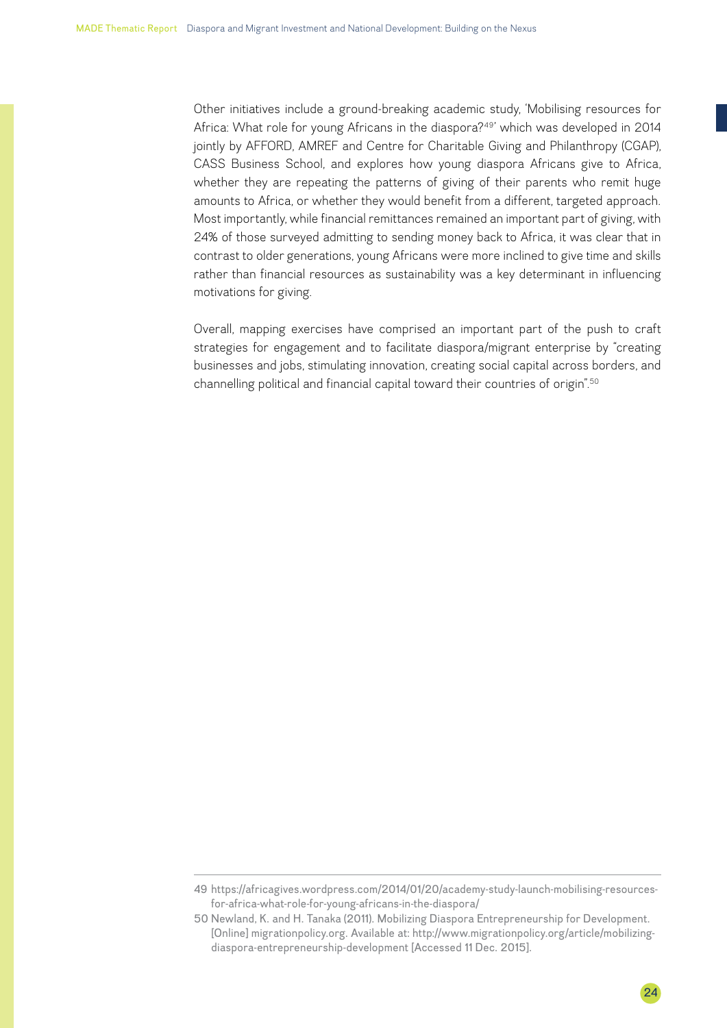Other initiatives include a ground-breaking academic study, 'Mobilising resources for Africa: What role for young Africans in the diaspora?[49]' which was developed in 2014 jointly by AFFORD, AMREF and Centre for Charitable Giving and Philanthropy (CGAP), CASS Business School, and explores how young diaspora Africans give to Africa, whether they are repeating the patterns of giving of their parents who remit huge amounts to Africa, or whether they would benefit from a different, targeted approach. Most importantly, while financial remittances remained an important part of giving, with 24% of those surveyed admitting to sending money back to Africa, it was clear that in contrast to older generations, young Africans were more inclined to give time and skills rather than financial resources as sustainability was a key determinant in influencing motivations for giving.

Overall, mapping exercises have comprised an important part of the push to craft strategies for engagement and to facilitate diaspora/migrant enterprise by "creating businesses and jobs, stimulating innovation, creating social capital across borders, and channelling political and financial capital toward their countries of origin".[50]

---

49 https://africagives.wordpress.com/2014/01/20/academy-study-launch-mobilising-resources-for-africa-what-role-for-young-africans-in-the-diaspora/

50 Newland, K. and H. Tanaka (2011). Mobilizing Diaspora Entrepreneurship for Development. [Online] migrationpolicy.org. Available at: http://www.migrationpolicy.org/article/mobilizing-diaspora-entrepreneurship-development [Accessed 11 Dec. 2015].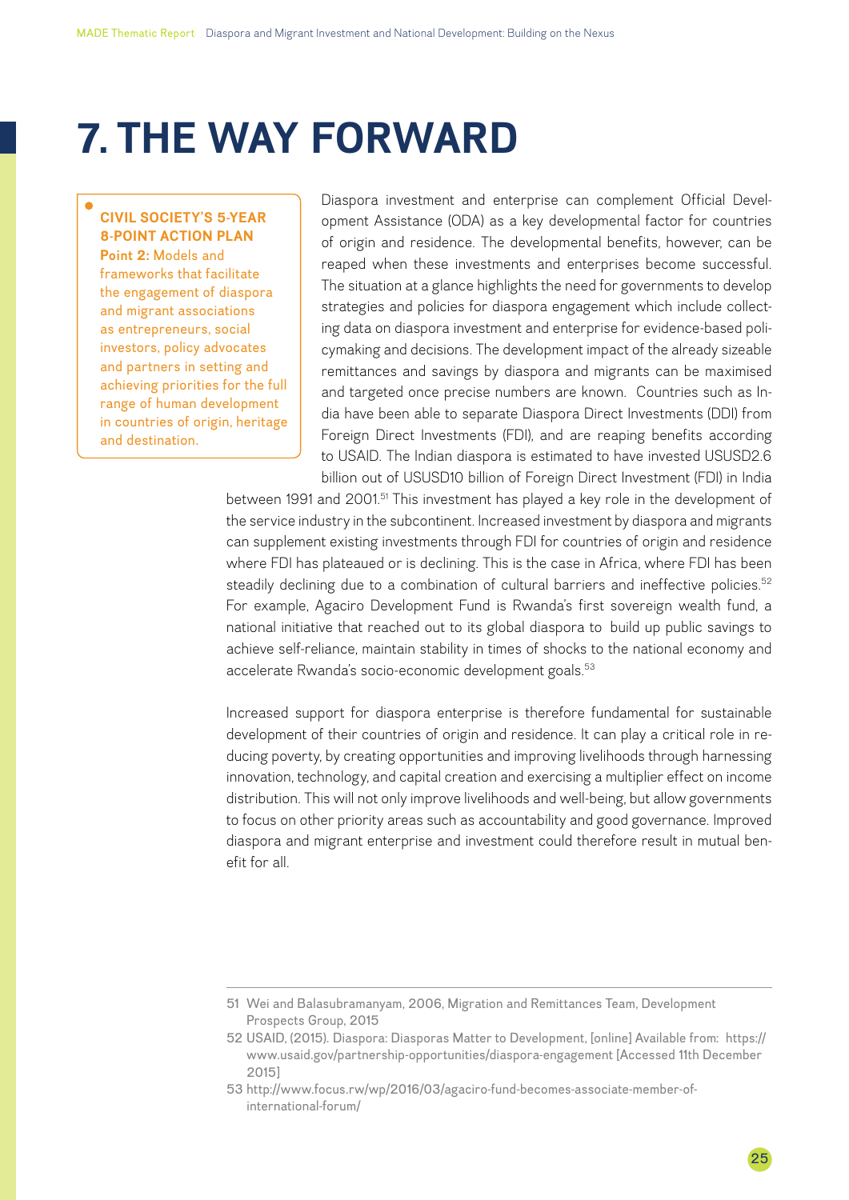# 7. THE WAY FORWARD

**CIVIL SOCIETY'S 5-YEAR 8-POINT ACTION PLAN**
**Point 2:** Models and frameworks that facilitate the engagement of diaspora and migrant associations as entrepreneurs, social investors, policy advocates and partners in setting and achieving priorities for the full range of human development in countries of origin, heritage and destination.

Diaspora investment and enterprise can complement Official Development Assistance (ODA) as a key developmental factor for countries of origin and residence. The developmental benefits, however, can be reaped when these investments and enterprises become successful. The situation at a glance highlights the need for governments to develop strategies and policies for diaspora engagement which include collecting data on diaspora investment and enterprise for evidence-based policymaking and decisions. The development impact of the already sizeable remittances and savings by diaspora and migrants can be maximised and targeted once precise numbers are known. Countries such as India have been able to separate Diaspora Direct Investments (DDI) from Foreign Direct Investments (FDI), and are reaping benefits according to USAID. The Indian diaspora is estimated to have invested USUSD2.6 billion out of USUSD10 billion of Foreign Direct Investment (FDI) in India between 1991 and 2001.[51] This investment has played a key role in the development of the service industry in the subcontinent. Increased investment by diaspora and migrants can supplement existing investments through FDI for countries of origin and residence where FDI has plateaued or is declining. This is the case in Africa, where FDI has been steadily declining due to a combination of cultural barriers and ineffective policies.[52] For example, Agaciro Development Fund is Rwanda's first sovereign wealth fund, a national initiative that reached out to its global diaspora to build up public savings to achieve self-reliance, maintain stability in times of shocks to the national economy and accelerate Rwanda's socio-economic development goals.[53]

Increased support for diaspora enterprise is therefore fundamental for sustainable development of their countries of origin and residence. It can play a critical role in reducing poverty, by creating opportunities and improving livelihoods through harnessing innovation, technology, and capital creation and exercising a multiplier effect on income distribution. This will not only improve livelihoods and well-being, but allow governments to focus on other priority areas such as accountability and good governance. Improved diaspora and migrant enterprise and investment could therefore result in mutual benefit for all.

---

51 Wei and Balasubramanyam, 2006, Migration and Remittances Team, Development Prospects Group, 2015

52 USAID, (2015). Diaspora: Diasporas Matter to Development, [online] Available from: https://www.usaid.gov/partnership-opportunities/diaspora-engagement [Accessed 11th December 2015]

53 http://www.focus.rw/wp/2016/03/agaciro-fund-becomes-associate-member-of-international-forum/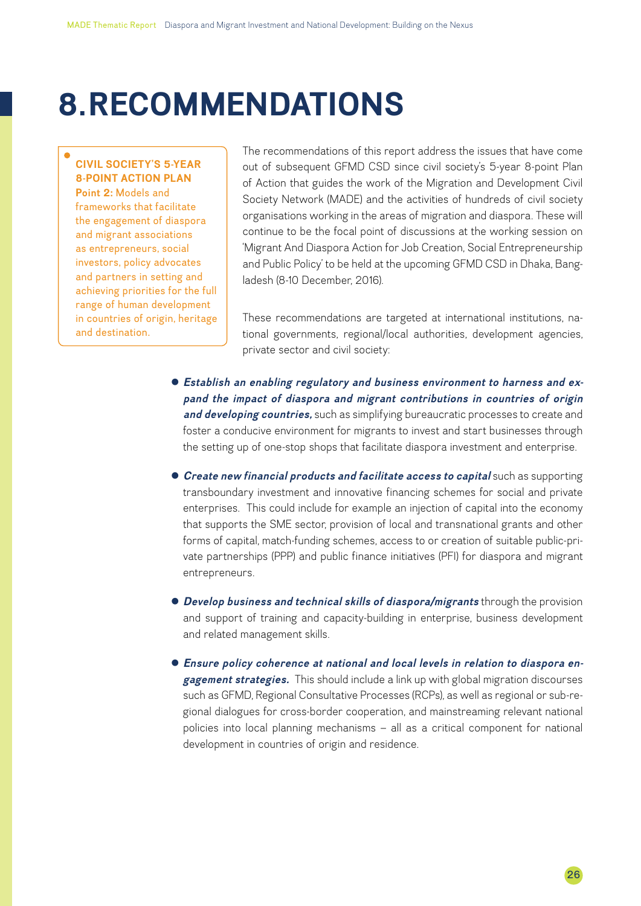# 8. RECOMMENDATIONS

**CIVIL SOCIETY'S 5-YEAR 8-POINT ACTION PLAN**
**Point 2:** Models and frameworks that facilitate the engagement of diaspora and migrant associations as entrepreneurs, social investors, policy advocates and partners in setting and achieving priorities for the full range of human development in countries of origin, heritage and destination.

The recommendations of this report address the issues that have come out of subsequent GFMD CSD since civil society's 5-year 8-point Plan of Action that guides the work of the Migration and Development Civil Society Network (MADE) and the activities of hundreds of civil society organisations working in the areas of migration and diaspora. These will continue to be the focal point of discussions at the working session on 'Migrant And Diaspora Action for Job Creation, Social Entrepreneurship and Public Policy' to be held at the upcoming GFMD CSD in Dhaka, Bangladesh (8-10 December, 2016).

These recommendations are targeted at international institutions, national governments, regional/local authorities, development agencies, private sector and civil society:

- ***Establish an enabling regulatory and business environment to harness and expand the impact of diaspora and migrant contributions in countries of origin and developing countries,*** such as simplifying bureaucratic processes to create and foster a conducive environment for migrants to invest and start businesses through the setting up of one-stop shops that facilitate diaspora investment and enterprise.
- ***Create new financial products and facilitate access to capital*** such as supporting transboundary investment and innovative financing schemes for social and private enterprises. This could include for example an injection of capital into the economy that supports the SME sector, provision of local and transnational grants and other forms of capital, match-funding schemes, access to or creation of suitable public-private partnerships (PPP) and public finance initiatives (PFI) for diaspora and migrant entrepreneurs.
- ***Develop business and technical skills of diaspora/migrants*** through the provision and support of training and capacity-building in enterprise, business development and related management skills.
- ***Ensure policy coherence at national and local levels in relation to diaspora engagement strategies.*** This should include a link up with global migration discourses such as GFMD, Regional Consultative Processes (RCPs), as well as regional or sub-regional dialogues for cross-border cooperation, and mainstreaming relevant national policies into local planning mechanisms – all as a critical component for national development in countries of origin and residence.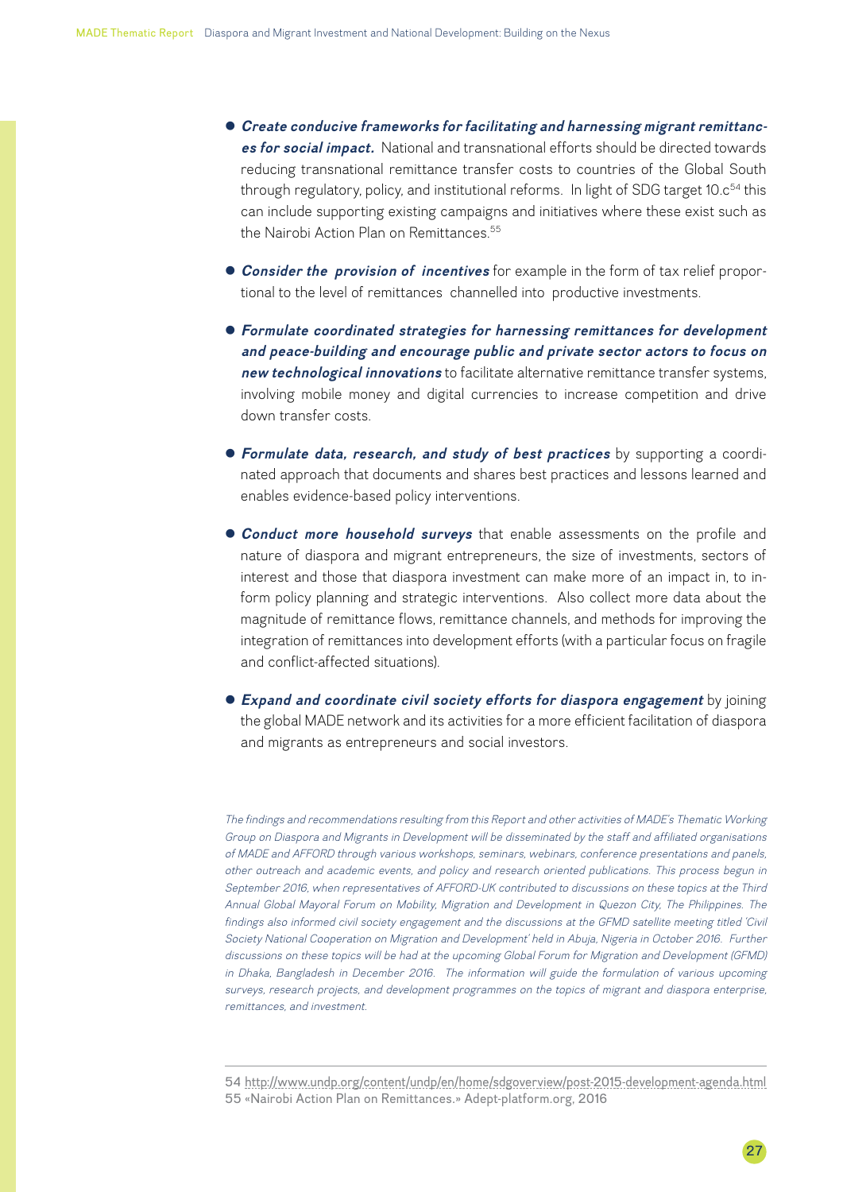- ***Create conducive frameworks for facilitating and harnessing migrant remittances for social impact.*** National and transnational efforts should be directed towards reducing transnational remittance transfer costs to countries of the Global South through regulatory, policy, and institutional reforms. In light of SDG target 10.c[54] this can include supporting existing campaigns and initiatives where these exist such as the Nairobi Action Plan on Remittances.[55]

- ***Consider the provision of incentives*** for example in the form of tax relief proportional to the level of remittances channelled into productive investments.

- ***Formulate coordinated strategies for harnessing remittances for development and peace-building and encourage public and private sector actors to focus on new technological innovations*** to facilitate alternative remittance transfer systems, involving mobile money and digital currencies to increase competition and drive down transfer costs.

- ***Formulate data, research, and study of best practices*** by supporting a coordinated approach that documents and shares best practices and lessons learned and enables evidence-based policy interventions.

- ***Conduct more household surveys*** that enable assessments on the profile and nature of diaspora and migrant entrepreneurs, the size of investments, sectors of interest and those that diaspora investment can make more of an impact in, to inform policy planning and strategic interventions. Also collect more data about the magnitude of remittance flows, remittance channels, and methods for improving the integration of remittances into development efforts (with a particular focus on fragile and conflict-affected situations).

- ***Expand and coordinate civil society efforts for diaspora engagement*** by joining the global MADE network and its activities for a more efficient facilitation of diaspora and migrants as entrepreneurs and social investors.

*The findings and recommendations resulting from this Report and other activities of MADE's Thematic Working Group on Diaspora and Migrants in Development will be disseminated by the staff and affiliated organisations of MADE and AFFORD through various workshops, seminars, webinars, conference presentations and panels, other outreach and academic events, and policy and research oriented publications. This process begun in September 2016, when representatives of AFFORD-UK contributed to discussions on these topics at the Third Annual Global Mayoral Forum on Mobility, Migration and Development in Quezon City, The Philippines. The findings also informed civil society engagement and the discussions at the GFMD satellite meeting titled 'Civil Society National Cooperation on Migration and Development' held in Abuja, Nigeria in October 2016. Further discussions on these topics will be had at the upcoming Global Forum for Migration and Development (GFMD) in Dhaka, Bangladesh in December 2016. The information will guide the formulation of various upcoming surveys, research projects, and development programmes on the topics of migrant and diaspora enterprise, remittances, and investment.*

---

54 http://www.undp.org/content/undp/en/home/sdgoverview/post-2015-development-agenda.html
55 «Nairobi Action Plan on Remittances.» Adept-platform.org, 2016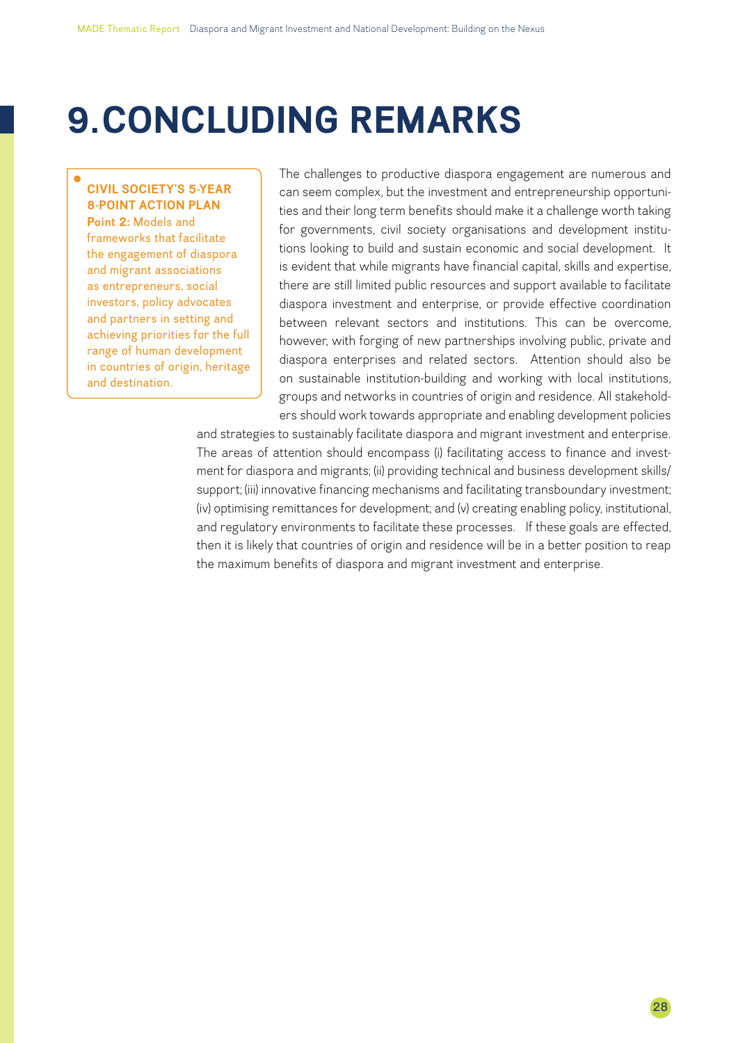# 9. CONCLUDING REMARKS

**CIVIL SOCIETY'S 5-YEAR 8-POINT ACTION PLAN**

**Point 2:** Models and frameworks that facilitate the engagement of diaspora and migrant associations as entrepreneurs, social investors, policy advocates and partners in setting and achieving priorities for the full range of human development in countries of origin, heritage and destination.

The challenges to productive diaspora engagement are numerous and can seem complex, but the investment and entrepreneurship opportunities and their long term benefits should make it a challenge worth taking for governments, civil society organisations and development institutions looking to build and sustain economic and social development. It is evident that while migrants have financial capital, skills and expertise, there are still limited public resources and support available to facilitate diaspora investment and enterprise, or provide effective coordination between relevant sectors and institutions. This can be overcome, however, with forging of new partnerships involving public, private and diaspora enterprises and related sectors. Attention should also be on sustainable institution-building and working with local institutions, groups and networks in countries of origin and residence. All stakeholders should work towards appropriate and enabling development policies and strategies to sustainably facilitate diaspora and migrant investment and enterprise. The areas of attention should encompass (i) facilitating access to finance and investment for diaspora and migrants; (ii) providing technical and business development skills/support; (iii) innovative financing mechanisms and facilitating transboundary investment; (iv) optimising remittances for development; and (v) creating enabling policy, institutional, and regulatory environments to facilitate these processes. If these goals are effected, then it is likely that countries of origin and residence will be in a better position to reap the maximum benefits of diaspora and migrant investment and enterprise.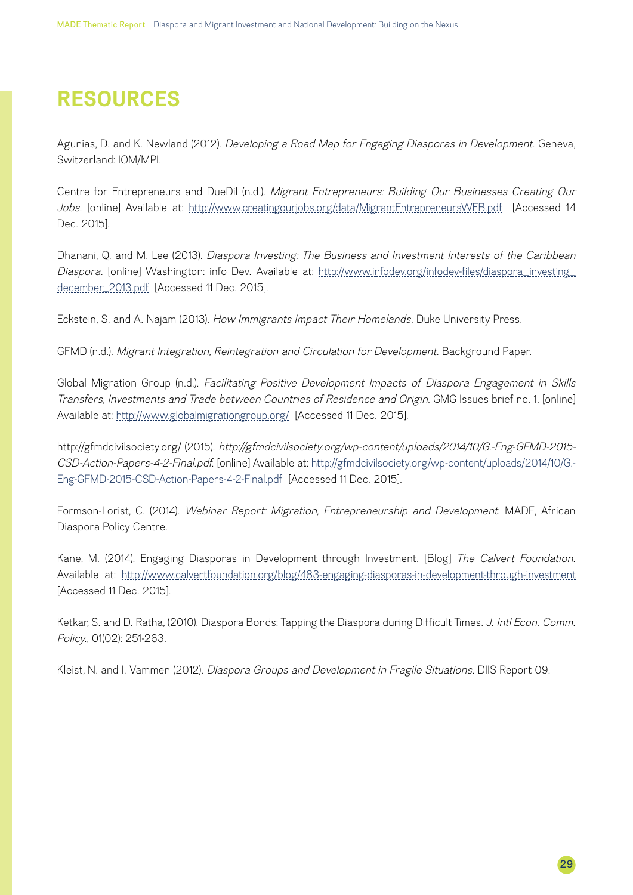# RESOURCES

Agunias, D. and K. Newland (2012). *Developing a Road Map for Engaging Diasporas in Development*. Geneva, Switzerland: IOM/MPI.

Centre for Entrepreneurs and DueDil (n.d.). *Migrant Entrepreneurs: Building Our Businesses Creating Our Jobs*. [online] Available at: http://www.creatingourjobs.org/data/MigrantEntrepreneursWEB.pdf [Accessed 14 Dec. 2015].

Dhanani, Q. and M. Lee (2013). *Diaspora Investing: The Business and Investment Interests of the Caribbean Diaspora*. [online] Washington: info Dev. Available at: http://www.infodev.org/infodev-files/diaspora_investing_december_2013.pdf [Accessed 11 Dec. 2015].

Eckstein, S. and A. Najam (2013). *How Immigrants Impact Their Homelands*. Duke University Press.

GFMD (n.d.). *Migrant Integration, Reintegration and Circulation for Development*. Background Paper.

Global Migration Group (n.d.). *Facilitating Positive Development Impacts of Diaspora Engagement in Skills Transfers, Investments and Trade between Countries of Residence and Origin*. GMG Issues brief no. 1. [online] Available at: http://www.globalmigrationgroup.org/ [Accessed 11 Dec. 2015].

http://gfmdcivilsociety.org/ (2015). *http://gfmdcivilsociety.org/wp-content/uploads/2014/10/G.-Eng-GFMD-2015-CSD-Action-Papers-4-2-Final.pdf*. [online] Available at: http://gfmdcivilsociety.org/wp-content/uploads/2014/10/G.-Eng-GFMD-2015-CSD-Action-Papers-4-2-Final.pdf [Accessed 11 Dec. 2015].

Formson-Lorist, C. (2014). *Webinar Report: Migration, Entrepreneurship and Development*. MADE, African Diaspora Policy Centre.

Kane, M. (2014). Engaging Diasporas in Development through Investment. [Blog] *The Calvert Foundation*. Available at: http://www.calvertfoundation.org/blog/483-engaging-diasporas-in-development-through-investment [Accessed 11 Dec. 2015].

Ketkar, S. and D. Ratha, (2010). Diaspora Bonds: Tapping the Diaspora during Difficult Times. *J. Intl Econ. Comm. Policy.*, 01(02): 251-263.

Kleist, N. and I. Vammen (2012). *Diaspora Groups and Development in Fragile Situations*. DIIS Report 09.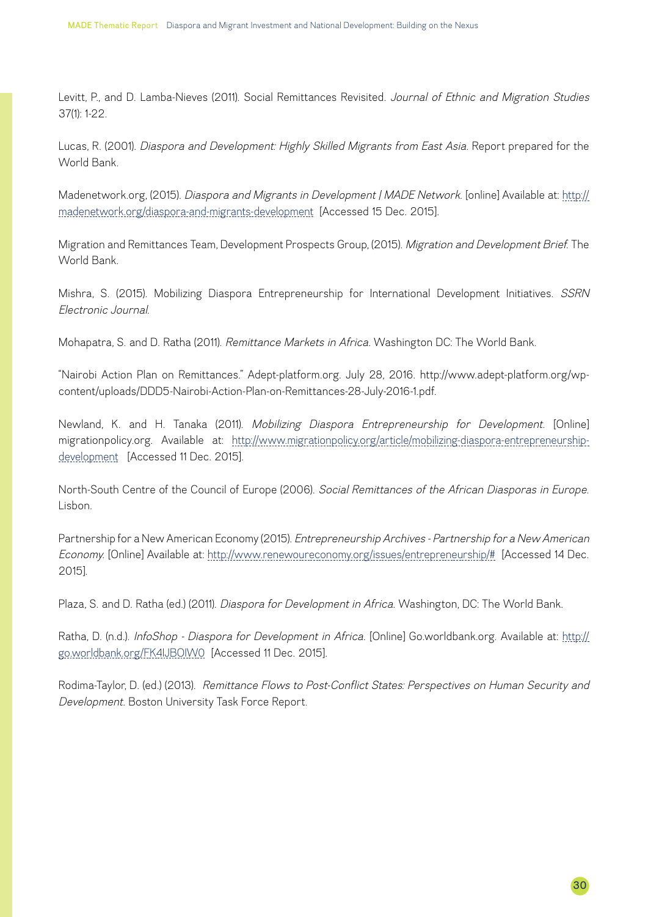Levitt, P., and D. Lamba-Nieves (2011). Social Remittances Revisited. *Journal of Ethnic and Migration Studies* 37(1): 1-22.

Lucas, R. (2001). *Diaspora and Development: Highly Skilled Migrants from East Asia*. Report prepared for the World Bank.

Madenetwork.org, (2015). *Diaspora and Migrants in Development | MADE Network*. [online] Available at: http://madenetwork.org/diaspora-and-migrants-development [Accessed 15 Dec. 2015].

Migration and Remittances Team, Development Prospects Group, (2015). *Migration and Development Brief*. The World Bank.

Mishra, S. (2015). Mobilizing Diaspora Entrepreneurship for International Development Initiatives. *SSRN Electronic Journal*.

Mohapatra, S. and D. Ratha (2011). *Remittance Markets in Africa*. Washington DC: The World Bank.

"Nairobi Action Plan on Remittances." Adept-platform.org. July 28, 2016. http://www.adept-platform.org/wp-content/uploads/DDD5-Nairobi-Action-Plan-on-Remittances-28-July-2016-1.pdf.

Newland, K. and H. Tanaka (2011). *Mobilizing Diaspora Entrepreneurship for Development*. [Online] migrationpolicy.org. Available at: http://www.migrationpolicy.org/article/mobilizing-diaspora-entrepreneurship-development [Accessed 11 Dec. 2015].

North-South Centre of the Council of Europe (2006). *Social Remittances of the African Diasporas in Europe*. Lisbon.

Partnership for a New American Economy (2015). *Entrepreneurship Archives - Partnership for a New American Economy*. [Online] Available at: http://www.renewoureconomy.org/issues/entrepreneurship/# [Accessed 14 Dec. 2015].

Plaza, S. and D. Ratha (ed.) (2011). *Diaspora for Development in Africa*. Washington, DC: The World Bank.

Ratha, D. (n.d.). *InfoShop - Diaspora for Development in Africa*. [Online] Go.worldbank.org. Available at: http://go.worldbank.org/FK4IJBOIW0 [Accessed 11 Dec. 2015].

Rodima-Taylor, D. (ed.) (2013). *Remittance Flows to Post-Conflict States: Perspectives on Human Security and Development*. Boston University Task Force Report.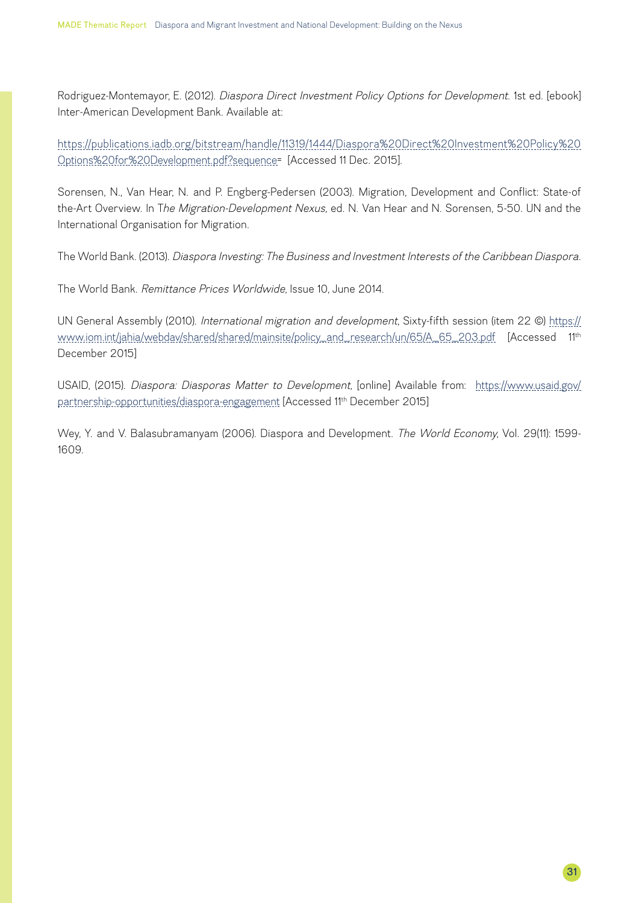Rodriguez-Montemayor, E. (2012). *Diaspora Direct Investment Policy Options for Development.* 1st ed. [ebook] Inter-American Development Bank. Available at:

https://publications.iadb.org/bitstream/handle/11319/1444/Diaspora%20Direct%20Investment%20Policy%20Options%20for%20Development.pdf?sequence= [Accessed 11 Dec. 2015].

Sorensen, N., Van Hear, N. and P. Engberg-Pedersen (2003). Migration, Development and Conflict: State-of the-Art Overview. In T*he Migration-Development Nexus*, ed. N. Van Hear and N. Sorensen, 5-50. UN and the International Organisation for Migration.

The World Bank. (2013). *Diaspora Investing: The Business and Investment Interests of the Caribbean Diaspora.*

The World Bank. *Remittance Prices Worldwide*, Issue 10, June 2014.

UN General Assembly (2010). *International migration and development*, Sixty-fifth session (item 22 ©) https://www.iom.int/jahia/webdav/shared/shared/mainsite/policy_and_research/un/65/A_65_203.pdf [Accessed 11th December 2015]

USAID, (2015). *Diaspora: Diasporas Matter to Development*, [online] Available from: https://www.usaid.gov/partnership-opportunities/diaspora-engagement [Accessed 11th December 2015]

Wey, Y. and V. Balasubramanyam (2006). Diaspora and Development. *The World Economy*, Vol. 29(11): 1599-1609.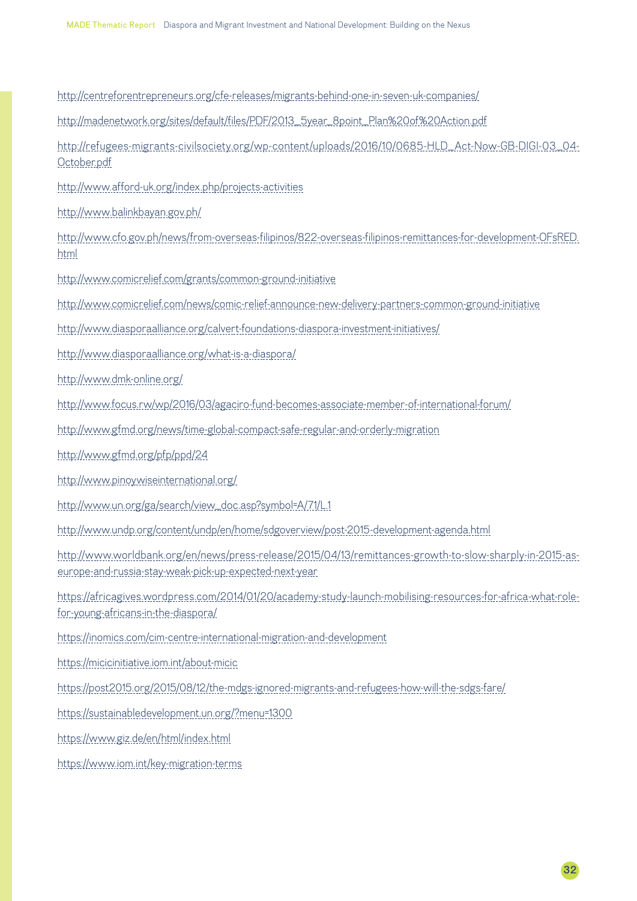http://centreforentrepreneurs.org/cfe-releases/migrants-behind-one-in-seven-uk-companies/

http://madenetwork.org/sites/default/files/PDF/2013_5year_8point_Plan%20of%20Action.pdf

http://refugees-migrants-civilsociety.org/wp-content/uploads/2016/10/0685-HLD_Act-Now-GB-DIGI-03_04-October.pdf

http://www.afford-uk.org/index.php/projects-activities

http://www.balinkbayan.gov.ph/

http://www.cfo.gov.ph/news/from-overseas-filipinos/822-overseas-filipinos-remittances-for-development-OFsRED.html

http://www.comicrelief.com/grants/common-ground-initiative

http://www.comicrelief.com/news/comic-relief-announce-new-delivery-partners-common-ground-initiative

http://www.diasporaalliance.org/calvert-foundations-diaspora-investment-initiatives/

http://www.diasporaalliance.org/what-is-a-diaspora/

http://www.dmk-online.org/

http://www.focus.rw/wp/2016/03/agaciro-fund-becomes-associate-member-of-international-forum/

http://www.gfmd.org/news/time-global-compact-safe-regular-and-orderly-migration

http://www.gfmd.org/pfp/ppd/24

http://www.pinoywiseinternational.org/

http://www.un.org/ga/search/view_doc.asp?symbol=A/71/L.1

http://www.undp.org/content/undp/en/home/sdgoverview/post-2015-development-agenda.html

http://www.worldbank.org/en/news/press-release/2015/04/13/remittances-growth-to-slow-sharply-in-2015-as-europe-and-russia-stay-weak-pick-up-expected-next-year

https://africagives.wordpress.com/2014/01/20/academy-study-launch-mobilising-resources-for-africa-what-role-for-young-africans-in-the-diaspora/

https://inomics.com/cim-centre-international-migration-and-development

https://micicinitiative.iom.int/about-micic

https://post2015.org/2015/08/12/the-mdgs-ignored-migrants-and-refugees-how-will-the-sdgs-fare/

https://sustainabledevelopment.un.org/?menu=1300

https://www.giz.de/en/html/index.html

https://www.iom.int/key-migration-terms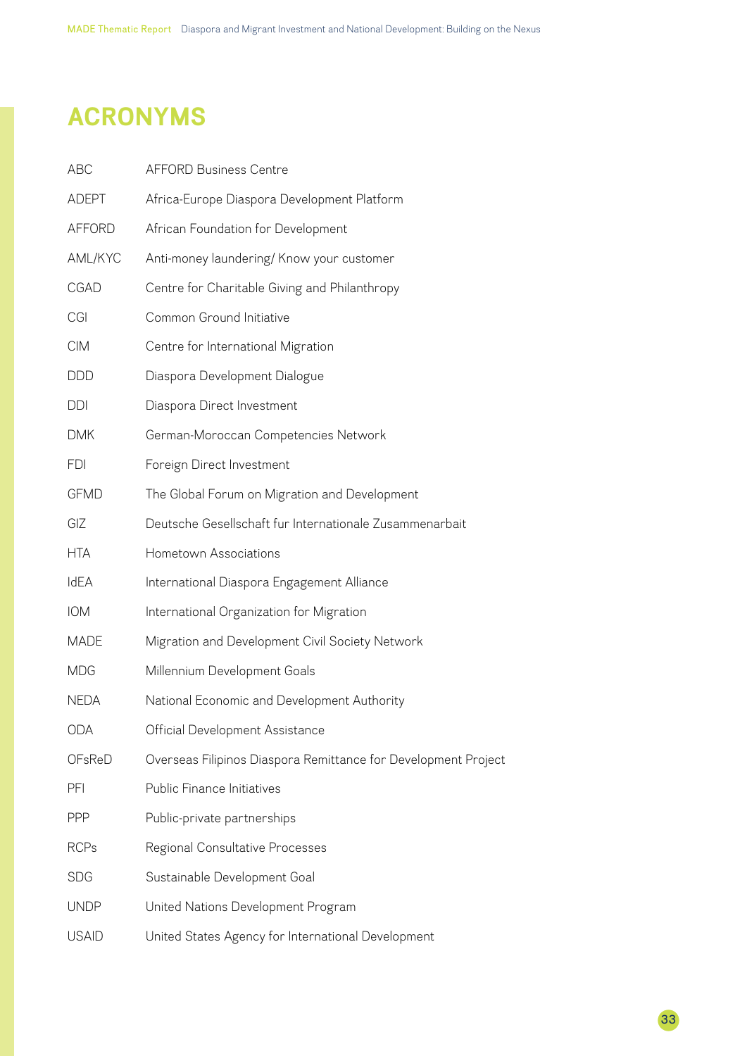# ACRONYMS

| | |
|---|---|
| ABC | AFFORD Business Centre |
| ADEPT | Africa-Europe Diaspora Development Platform |
| AFFORD | African Foundation for Development |
| AML/KYC | Anti-money laundering/ Know your customer |
| CGAD | Centre for Charitable Giving and Philanthropy |
| CGI | Common Ground Initiative |
| CIM | Centre for International Migration |
| DDD | Diaspora Development Dialogue |
| DDI | Diaspora Direct Investment |
| DMK | German-Moroccan Competencies Network |
| FDI | Foreign Direct Investment |
| GFMD | The Global Forum on Migration and Development |
| GIZ | Deutsche Gesellschaft fur Internationale Zusammenarbait |
| HTA | Hometown Associations |
| IdEA | International Diaspora Engagement Alliance |
| IOM | International Organization for Migration |
| MADE | Migration and Development Civil Society Network |
| MDG | Millennium Development Goals |
| NEDA | National Economic and Development Authority |
| ODA | Official Development Assistance |
| OFsReD | Overseas Filipinos Diaspora Remittance for Development Project |
| PFI | Public Finance Initiatives |
| PPP | Public-private partnerships |
| RCPs | Regional Consultative Processes |
| SDG | Sustainable Development Goal |
| UNDP | United Nations Development Program |
| USAID | United States Agency for International Development |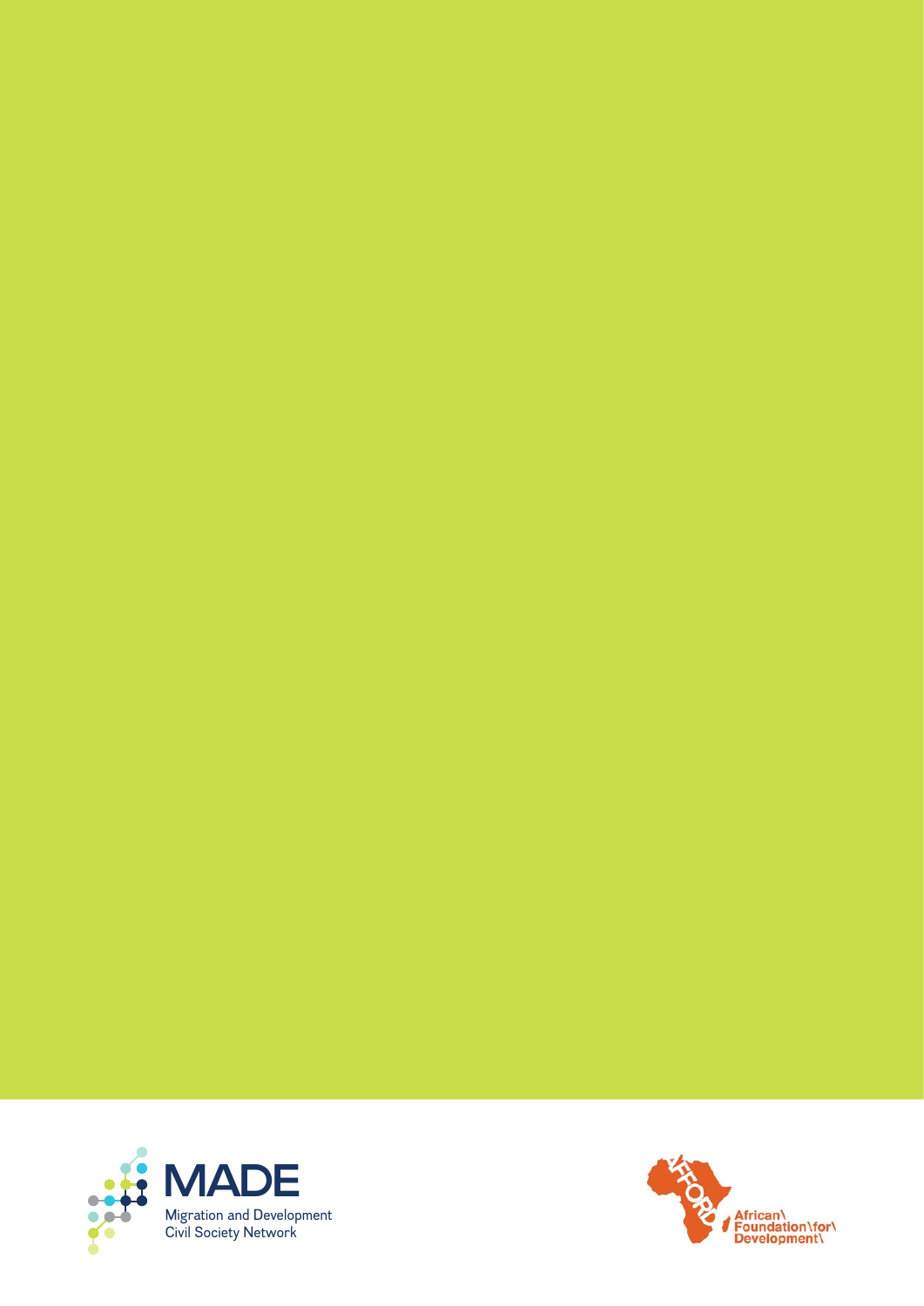MADE

Migration and Development Civil Society Network

AFFORD

African\ Foundation\ for\ Development\